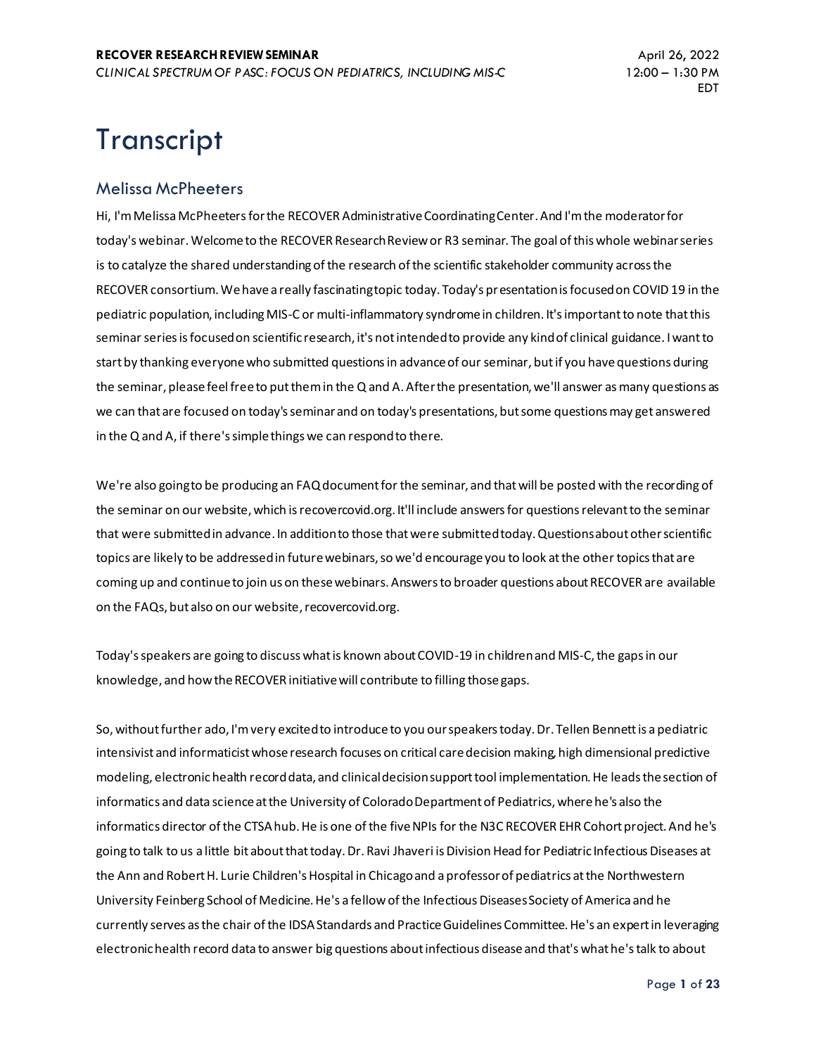# Transcript

## Melissa McPheeters

Hi, I'm Melissa McPheeters for the RECOVER Administrative Coordinating Center. And I'm the moderator for today's webinar. Welcome to the RECOVER Research Review or R3 seminar. The goal of this whole webinar series is to catalyze the shared understanding of the research of the scientific stakeholder community across the RECOVER consortium. We have a really fascinating topic today. Today's presentation is focused on COVID 19 in the pediatric population, including MIS-C or multi-inflammatory syndrome in children. It's important to note that this seminar series is focused on scientific research, it's not intended to provide any kind of clinical guidance. I want to start by thanking everyone who submitted questions in advance of our seminar, but if you have questions during the seminar, please feel free to put them in the Q and A. After the presentation, we'll answer as many questions as we can that are focused on today's seminar and on today's presentations, but some questions may get answered in the Q and A, if there's simple things we can respond to there.

We're also going to be producing an FAQ document for the seminar, and that will be posted with the recording of the seminar on our website, which is recovercovid.org. It'll include answers for questions relevant to the seminar that were submitted in advance. In addition to those that were submitted today. Questions about other scientific topics are likely to be addressed in future webinars, so we'd encourage you to look at the other topics that are coming up and continue to join us on these webinars. Answers to broader questions about RECOVER are available on the FAQs, but also on our website, recovercovid.org.

Today's speakers are going to discuss what is known about COVID-19 in children and MIS-C, the gaps in our knowledge, and how the RECOVER initiative will contribute to filling those gaps.

So, without further ado, I'm very excited to introduce to you our speakers today. Dr. Tellen Bennett is a pediatric intensivist and informaticist whose research focuses on critical care decision making, high dimensional predictive modeling, electronic health record data, and clinical decision support tool implementation. He leads the section of informatics and data science at the University of Colorado Department of Pediatrics, where he's also the informatics director of the CTSA hub. He is one of the five NPIs for the N3C RECOVER EHR Cohort project. And he's going to talk to us a little bit about that today. Dr. Ravi Jhaveri is Division Head for Pediatric Infectious Diseases at the Ann and Robert H. Lurie Children's Hospital in Chicago and a professor of pediatrics at the Northwestern University Feinberg School of Medicine. He's a fellow of the Infectious Diseases Society of America and he currently serves as the chair of the IDSA Standards and Practice Guidelines Committee. He's an expert in leveraging electronic health record data to answer big questions about infectious disease and that's what he's talk to about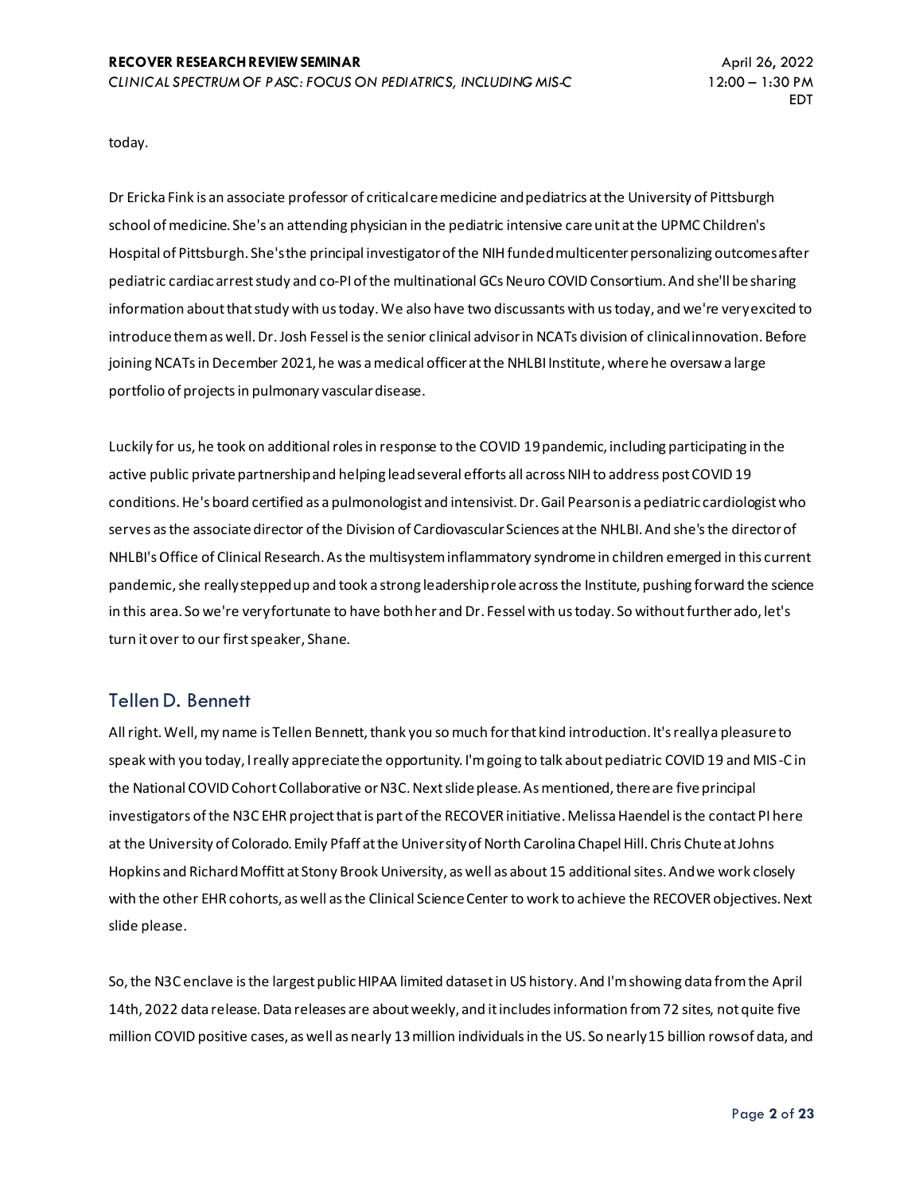today.

Dr Ericka Fink is an associate professor of critical care medicine and pediatrics at the University of Pittsburgh school of medicine. She's an attending physician in the pediatric intensive care unit at the UPMC Children's Hospital of Pittsburgh. She's the principal investigator of the NIH funded multicenter personalizing outcomes after pediatric cardiac arrest study and co-PI of the multinational GCs Neuro COVID Consortium. And she'll be sharing information about that study with us today. We also have two discussants with us today, and we're very excited to introduce them as well. Dr. Josh Fessel is the senior clinical advisor in NCATs division of clinical innovation. Before joining NCATs in December 2021, he was a medical officer at the NHLBI Institute, where he oversaw a large portfolio of projects in pulmonary vascular disease.

Luckily for us, he took on additional roles in response to the COVID 19 pandemic, including participating in the active public private partnership and helping lead several efforts all across NIH to address post COVID 19 conditions. He's board certified as a pulmonologist and intensivist. Dr. Gail Pearson is a pediatric cardiologist who serves as the associate director of the Division of Cardiovascular Sciences at the NHLBI. And she's the director of NHLBI's Office of Clinical Research. As the multisystem inflammatory syndrome in children emerged in this current pandemic, she really stepped up and took a strong leadership role across the Institute, pushing forward the science in this area. So we're very fortunate to have both her and Dr. Fessel with us today. So without further ado, let's turn it over to our first speaker, Shane.

## Tellen D. Bennett

All right. Well, my name is Tellen Bennett, thank you so much for that kind introduction. It's really a pleasure to speak with you today, I really appreciate the opportunity. I'm going to talk about pediatric COVID 19 and MIS-C in the National COVID Cohort Collaborative or N3C. Next slide please. As mentioned, there are five principal investigators of the N3C EHR project that is part of the RECOVER initiative. Melissa Haendel is the contact PI here at the University of Colorado. Emily Pfaff at the University of North Carolina Chapel Hill. Chris Chute at Johns Hopkins and Richard Moffitt at Stony Brook University, as well as about 15 additional sites. And we work closely with the other EHR cohorts, as well as the Clinical Science Center to work to achieve the RECOVER objectives. Next slide please.

So, the N3C enclave is the largest public HIPAA limited dataset in US history. And I'm showing data from the April 14th, 2022 data release. Data releases are about weekly, and it includes information from 72 sites, not quite five million COVID positive cases, as well as nearly 13 million individuals in the US. So nearly 15 billion rows of data, and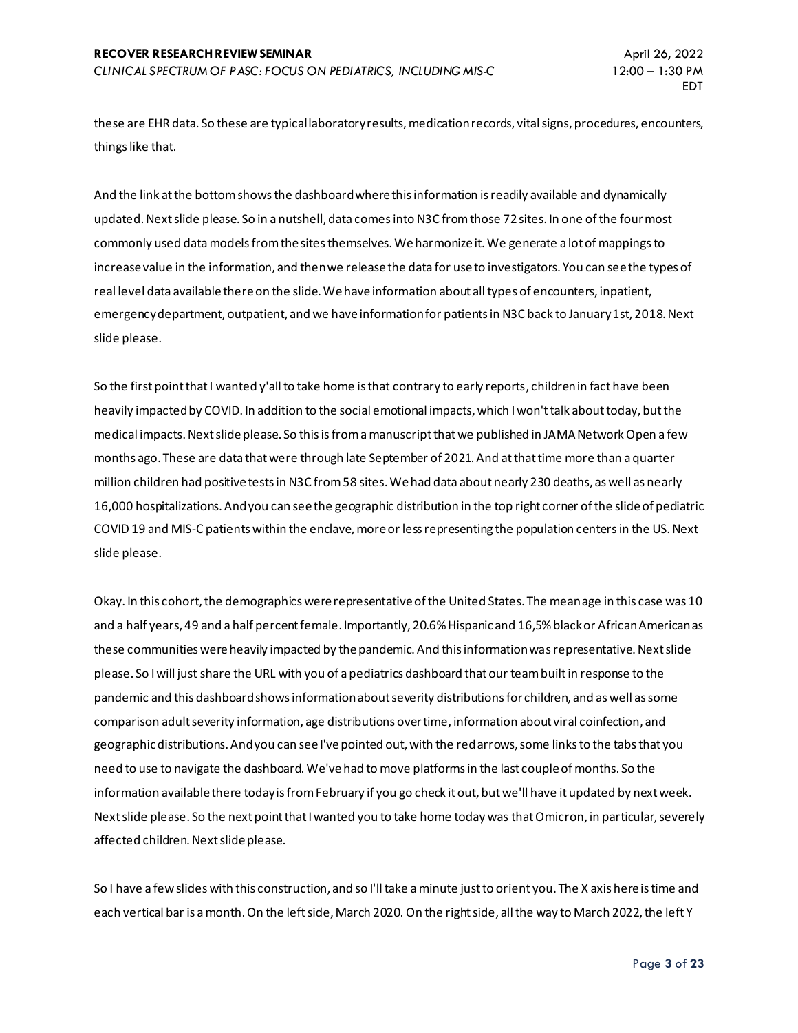these are EHR data. So these are typical laboratory results, medication records, vital signs, procedures, encounters, things like that.

And the link at the bottom shows the dashboard where this information is readily available and dynamically updated. Next slide please. So in a nutshell, data comes into N3C from those 72 sites. In one of the four most commonly used data models from the sites themselves. We harmonize it. We generate a lot of mappings to increase value in the information, and then we release the data for use to investigators. You can see the types of real level data available there on the slide. We have information about all types of encounters, inpatient, emergency department, outpatient, and we have information for patients in N3C back to January 1st, 2018. Next slide please.

So the first point that I wanted y'all to take home is that contrary to early reports, children in fact have been heavily impacted by COVID. In addition to the social emotional impacts, which I won't talk about today, but the medical impacts. Next slide please. So this is from a manuscript that we published in JAMA Network Open a few months ago. These are data that were through late September of 2021. And at that time more than a quarter million children had positive tests in N3C from 58 sites. We had data about nearly 230 deaths, as well as nearly 16,000 hospitalizations. And you can see the geographic distribution in the top right corner of the slide of pediatric COVID 19 and MIS-C patients within the enclave, more or less representing the population centers in the US. Next slide please.

Okay. In this cohort, the demographics were representative of the United States. The mean age in this case was 10 and a half years, 49 and a half percent female. Importantly, 20.6% Hispanic and 16,5% black or African American as these communities were heavily impacted by the pandemic. And this information was representative. Next slide please. So I will just share the URL with you of a pediatrics dashboard that our team built in response to the pandemic and this dashboard shows information about severity distributions for children, and as well as some comparison adult severity information, age distributions over time, information about viral coinfection, and geographic distributions. And you can see I've pointed out, with the red arrows, some links to the tabs that you need to use to navigate the dashboard. We've had to move platforms in the last couple of months. So the information available there today is from February if you go check it out, but we'll have it updated by next week. Next slide please. So the next point that I wanted you to take home today was that Omicron, in particular, severely affected children. Next slide please.

So I have a few slides with this construction, and so I'll take a minute just to orient you. The X axis here is time and each vertical bar is a month. On the left side, March 2020. On the right side, all the way to March 2022, the left Y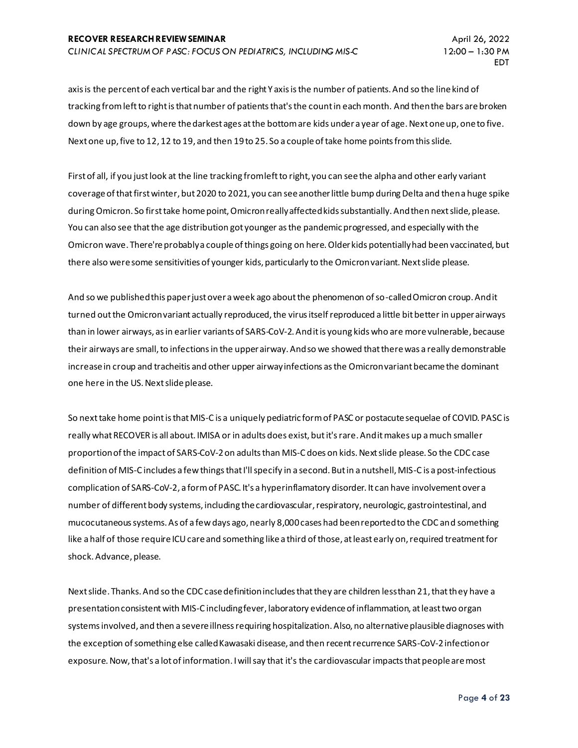axis is the percent of each vertical bar and the right Y axis is the number of patients. And so the line kind of tracking from left to right is that number of patients that's the count in each month. And then the bars are broken down by age groups, where the darkest ages at the bottom are kids under a year of age. Next one up, one to five. Next one up, five to 12, 12 to 19, and then 19 to 25. So a couple of take home points from this slide.

First of all, if you just look at the line tracking from left to right, you can see the alpha and other early variant coverage of that first winter, but 2020 to 2021, you can see another little bump during Delta and then a huge spike during Omicron. So first take home point, Omicron really affected kids substantially. And then next slide, please. You can also see that the age distribution got younger as the pandemic progressed, and especially with the Omicron wave. There're probably a couple of things going on here. Older kids potentially had been vaccinated, but there also were some sensitivities of younger kids, particularly to the Omicron variant. Next slide please.

And so we published this paper just over a week ago about the phenomenon of so-called Omicron croup. And it turned out the Omicron variant actually reproduced, the virus itself reproduced a little bit better in upper airways than in lower airways, as in earlier variants of SARS-CoV-2. And it is young kids who are more vulnerable, because their airways are small, to infections in the upper airway. And so we showed that there was a really demonstrable increase in croup and tracheitis and other upper airway infections as the Omicron variant became the dominant one here in the US. Next slide please.

So next take home point is that MIS-C is a uniquely pediatric form of PASC or postacute sequelae of COVID. PASC is really what RECOVER is all about. IMISA or in adults does exist, but it's rare. And it makes up a much smaller proportion of the impact of SARS-CoV-2 on adults than MIS-C does on kids. Next slide please. So the CDC case definition of MIS-C includes a few things that I'll specify in a second. But in a nutshell, MIS-C is a post-infectious complication of SARS-CoV-2, a form of PASC. It's a hyperinflamatory disorder. It can have involvement over a number of different body systems, including the cardiovascular, respiratory, neurologic, gastrointestinal, and mucocutaneous systems. As of a few days ago, nearly 8,000 cases had been reported to the CDC and something like a half of those require ICU care and something like a third of those, at least early on, required treatment for shock. Advance, please.

Next slide. Thanks. And so the CDC case definition includes that they are children less than 21, that they have a presentation consistent with MIS-C including fever, laboratory evidence of inflammation, at least two organ systems involved, and then a severe illness requiring hospitalization. Also, no alternative plausible diagnoses with the exception of something else called Kawasaki disease, and then recent recurrence SARS-CoV-2 infection or exposure. Now, that's a lot of information. I will say that it's the cardiovascular impacts that people are most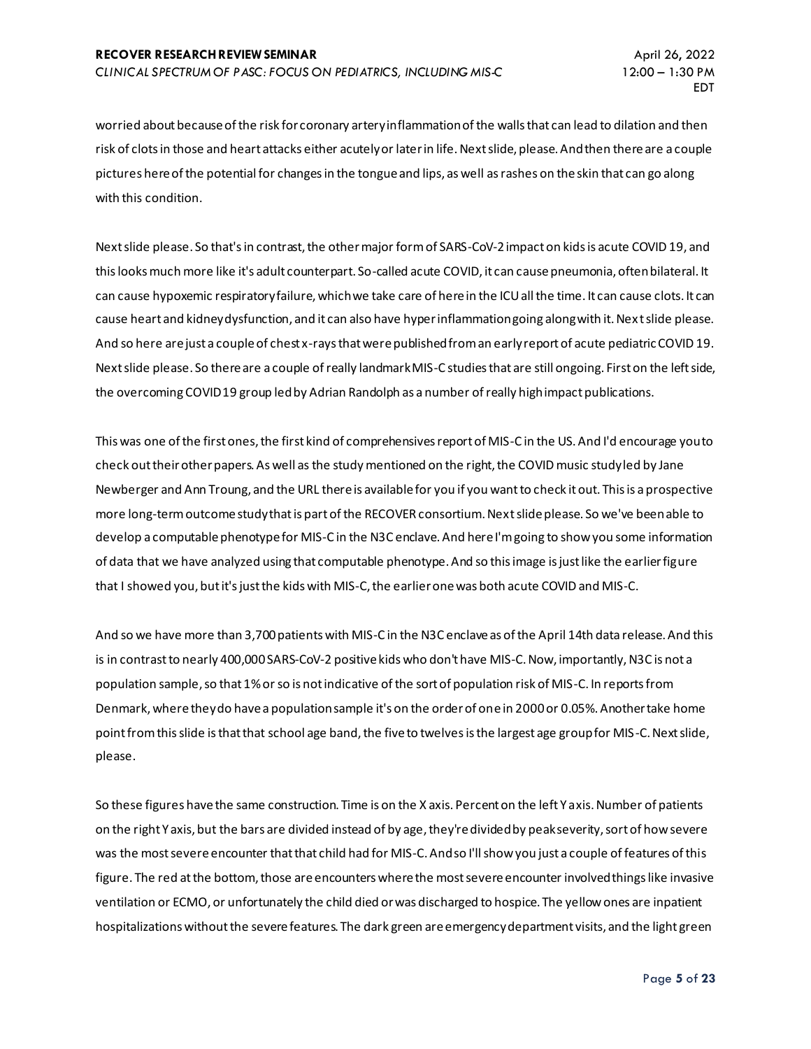worried about because of the risk for coronary artery inflammation of the walls that can lead to dilation and then risk of clots in those and heart attacks either acutely or later in life. Next slide, please. And then there are a couple pictures here of the potential for changes in the tongue and lips, as well as rashes on the skin that can go along with this condition.

Next slide please. So that's in contrast, the other major form of SARS-CoV-2 impact on kids is acute COVID 19, and this looks much more like it's adult counterpart. So-called acute COVID, it can cause pneumonia, often bilateral. It can cause hypoxemic respiratory failure, which we take care of here in the ICU all the time. It can cause clots. It can cause heart and kidney dysfunction, and it can also have hyper inflammation going along with it. Next slide please. And so here are just a couple of chest x-rays that were published from an early report of acute pediatric COVID 19. Next slide please. So there are a couple of really landmark MIS-C studies that are still ongoing. First on the left side, the overcoming COVID19 group led by Adrian Randolph as a number of really high impact publications.

This was one of the first ones, the first kind of comprehensives report of MIS-C in the US. And I'd encourage you to check out their other papers. As well as the study mentioned on the right, the COVID music study led by Jane Newberger and Ann Troung, and the URL there is available for you if you want to check it out. This is a prospective more long-term outcome study that is part of the RECOVER consortium. Next slide please. So we've been able to develop a computable phenotype for MIS-C in the N3C enclave. And here I'm going to show you some information of data that we have analyzed using that computable phenotype. And so this image is just like the earlier figure that I showed you, but it's just the kids with MIS-C, the earlier one was both acute COVID and MIS-C.

And so we have more than 3,700 patients with MIS-C in the N3C enclave as of the April 14th data release. And this is in contrast to nearly 400,000 SARS-CoV-2 positive kids who don't have MIS-C. Now, importantly, N3C is not a population sample, so that 1% or so is not indicative of the sort of population risk of MIS-C. In reports from Denmark, where they do have a population sample it's on the order of one in 2000 or 0.05%. Another take home point from this slide is that that school age band, the five to twelves is the largest age group for MIS-C. Next slide, please.

So these figures have the same construction. Time is on the X axis. Percent on the left Y axis. Number of patients on the right Y axis, but the bars are divided instead of by age, they're divided by peak severity, sort of how severe was the most severe encounter that that child had for MIS-C. And so I'll show you just a couple of features of this figure. The red at the bottom, those are encounters where the most severe encounter involved things like invasive ventilation or ECMO, or unfortunately the child died or was discharged to hospice. The yellow ones are inpatient hospitalizations without the severe features. The dark green are emergency department visits, and the light green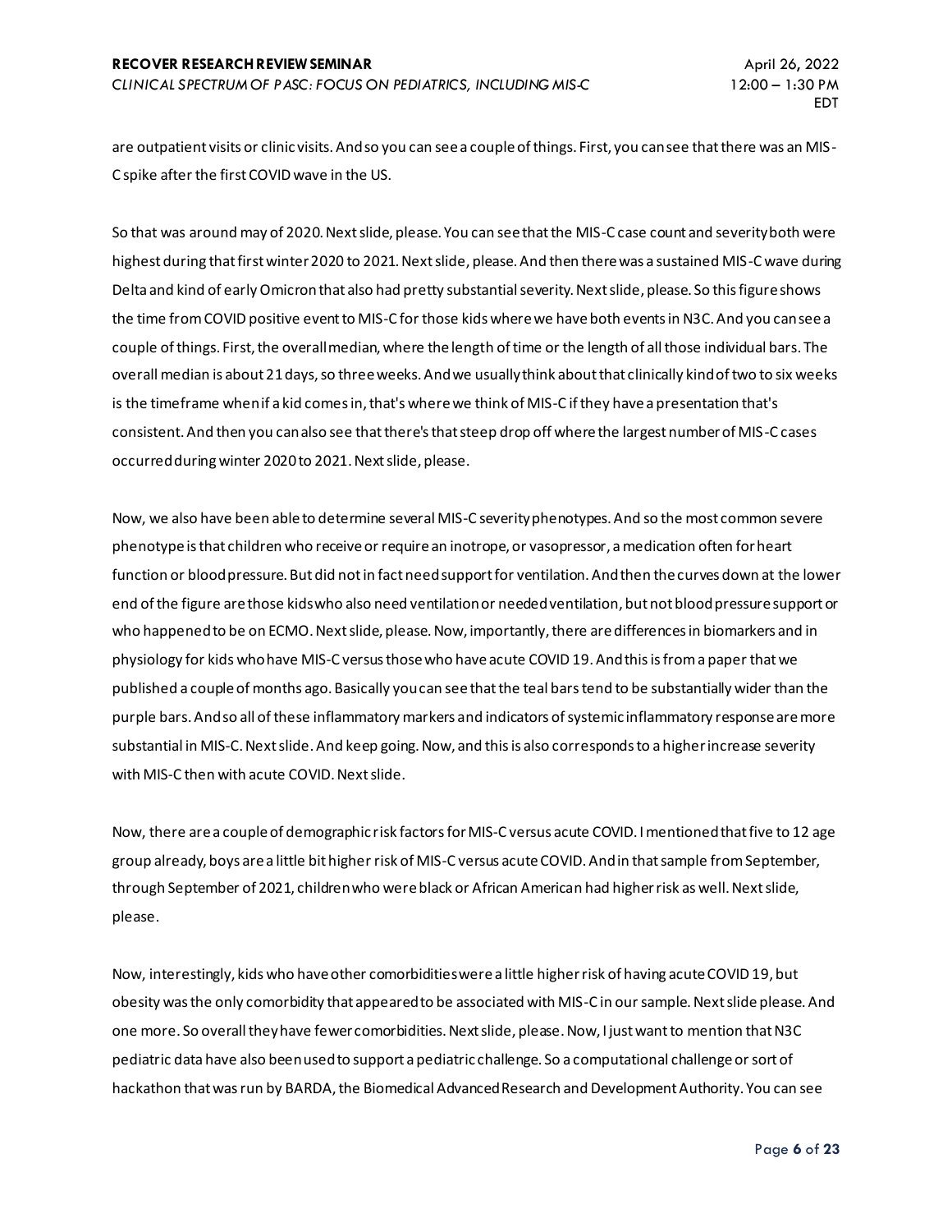are outpatient visits or clinic visits. And so you can see a couple of things. First, you can see that there was an MIS-C spike after the first COVID wave in the US.

So that was around may of 2020. Next slide, please. You can see that the MIS-C case count and severity both were highest during that first winter 2020 to 2021. Next slide, please. And then there was a sustained MIS-C wave during Delta and kind of early Omicron that also had pretty substantial severity. Next slide, please. So this figure shows the time from COVID positive event to MIS-C for those kids where we have both events in N3C. And you can see a couple of things. First, the overall median, where the length of time or the length of all those individual bars. The overall median is about 21 days, so three weeks. And we usually think about that clinically kind of two to six weeks is the timeframe when if a kid comes in, that's where we think of MIS-C if they have a presentation that's consistent. And then you can also see that there's that steep drop off where the largest number of MIS-C cases occurred during winter 2020 to 2021. Next slide, please.

Now, we also have been able to determine several MIS-C severity phenotypes. And so the most common severe phenotype is that children who receive or require an inotrope, or vasopressor, a medication often for heart function or blood pressure. But did not in fact need support for ventilation. And then the curves down at the lower end of the figure are those kids who also need ventilation or needed ventilation, but not blood pressure support or who happened to be on ECMO. Next slide, please. Now, importantly, there are differences in biomarkers and in physiology for kids who have MIS-C versus those who have acute COVID 19. And this is from a paper that we published a couple of months ago. Basically you can see that the teal bars tend to be substantially wider than the purple bars. And so all of these inflammatory markers and indicators of systemic inflammatory response are more substantial in MIS-C. Next slide. And keep going. Now, and this is also corresponds to a higher increase severity with MIS-C then with acute COVID. Next slide.

Now, there are a couple of demographic risk factors for MIS-C versus acute COVID. I mentioned that five to 12 age group already, boys are a little bit higher risk of MIS-C versus acute COVID. And in that sample from September, through September of 2021, children who were black or African American had higher risk as well. Next slide, please.

Now, interestingly, kids who have other comorbidities were a little higher risk of having acute COVID 19, but obesity was the only comorbidity that appeared to be associated with MIS-C in our sample. Next slide please. And one more. So overall they have fewer comorbidities. Next slide, please. Now, I just want to mention that N3C pediatric data have also been used to support a pediatric challenge. So a computational challenge or sort of hackathon that was run by BARDA, the Biomedical Advanced Research and Development Authority. You can see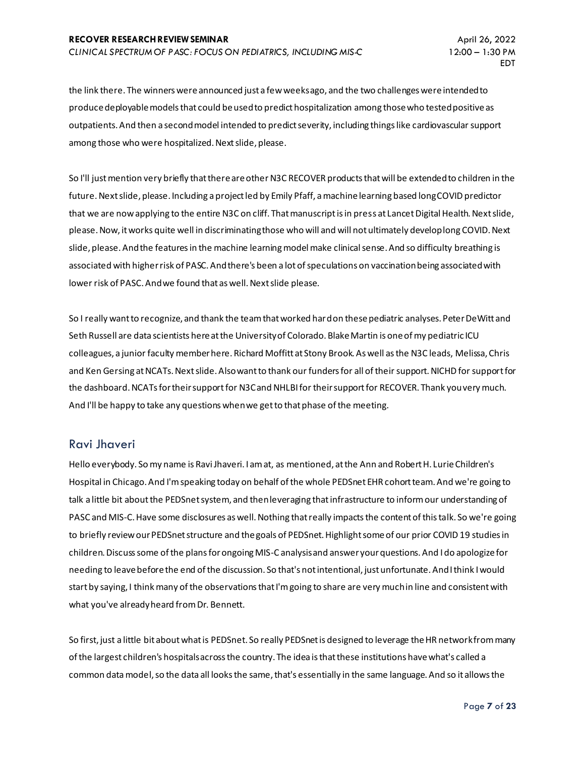the link there. The winners were announced just a few weeks ago, and the two challenges were intended to produce deployable models that could be used to predict hospitalization among those who tested positive as outpatients. And then a second model intended to predict severity, including things like cardiovascular support among those who were hospitalized. Next slide, please.

So I'll just mention very briefly that there are other N3C RECOVER products that will be extended to children in the future. Next slide, please. Including a project led by Emily Pfaff, a machine learning based long COVID predictor that we are now applying to the entire N3C on cliff. That manuscript is in press at Lancet Digital Health. Next slide, please. Now, it works quite well in discriminating those who will and will not ultimately develop long COVID. Next slide, please. And the features in the machine learning model make clinical sense. And so difficulty breathing is associated with higher risk of PASC. And there's been a lot of speculations on vaccination being associated with lower risk of PASC. And we found that as well. Next slide please.

So I really want to recognize, and thank the team that worked hard on these pediatric analyses. Peter DeWitt and Seth Russell are data scientists here at the University of Colorado. Blake Martin is one of my pediatric ICU colleagues, a junior faculty member here. Richard Moffitt at Stony Brook. As well as the N3C leads, Melissa, Chris and Ken Gersing at NCATs. Next slide. Also want to thank our funders for all of their support. NICHD for support for the dashboard. NCATs for their support for N3C and NHLBI for their support for RECOVER. Thank you very much. And I'll be happy to take any questions when we get to that phase of the meeting.

## Ravi Jhaveri

Hello everybody. So my name is Ravi Jhaveri. I am at, as mentioned, at the Ann and Robert H. Lurie Children's Hospital in Chicago. And I'm speaking today on behalf of the whole PEDSnet EHR cohort team. And we're going to talk a little bit about the PEDSnet system, and then leveraging that infrastructure to inform our understanding of PASC and MIS-C. Have some disclosures as well. Nothing that really impacts the content of this talk. So we're going to briefly review our PEDSnet structure and the goals of PEDSnet. Highlight some of our prior COVID 19 studies in children. Discuss some of the plans for ongoing MIS-C analysis and answer your questions. And I do apologize for needing to leave before the end of the discussion. So that's not intentional, just unfortunate. And I think I would start by saying, I think many of the observations that I'm going to share are very much in line and consistent with what you've already heard from Dr. Bennett.

So first, just a little bit about what is PEDSnet. So really PEDSnet is designed to leverage the HR network from many of the largest children's hospitals across the country. The idea is that these institutions have what's called a common data model, so the data all looks the same, that's essentially in the same language. And so it allows the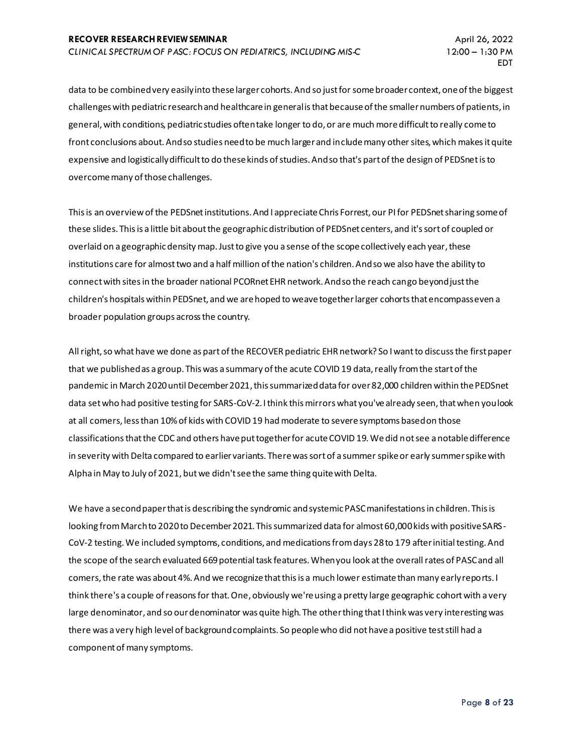data to be combined very easily into these larger cohorts. And so just for some broader context, one of the biggest challenges with pediatric research and healthcare in general is that because of the smaller numbers of patients, in general, with conditions, pediatric studies often take longer to do, or are much more difficult to really come to front conclusions about. And so studies need to be much larger and include many other sites, which makes it quite expensive and logistically difficult to do these kinds of studies. And so that's part of the design of PEDSnet is to overcome many of those challenges.

This is an overview of the PEDSnet institutions. And I appreciate Chris Forrest, our PI for PEDSnet sharing some of these slides. This is a little bit about the geographic distribution of PEDSnet centers, and it's sort of coupled or overlaid on a geographic density map. Just to give you a sense of the scope collectively each year, these institutions care for almost two and a half million of the nation's children. And so we also have the ability to connect with sites in the broader national PCORnet EHR network. And so the reach can go beyond just the children's hospitals within PEDSnet, and we are hoped to weave together larger cohorts that encompass even a broader population groups across the country.

All right, so what have we done as part of the RECOVER pediatric EHR network? So I want to discuss the first paper that we published as a group. This was a summary of the acute COVID 19 data, really from the start of the pandemic in March 2020 until December 2021, this summarized data for over 82,000 children within the PEDSnet data set who had positive testing for SARS-CoV-2. I think this mirrors what you've already seen, that when you look at all comers, less than 10% of kids with COVID 19 had moderate to severe symptoms based on those classifications that the CDC and others have put together for acute COVID 19. We did not see a notable difference in severity with Delta compared to earlier variants. There was sort of a summer spike or early summer spike with Alpha in May to July of 2021, but we didn't see the same thing quite with Delta.

We have a second paper that is describing the syndromic and systemic PASC manifestations in children. This is looking from March to 2020 to December 2021. This summarized data for almost 60,000 kids with positive SARS-CoV-2 testing. We included symptoms, conditions, and medications from days 28 to 179 after initial testing. And the scope of the search evaluated 669 potential task features. When you look at the overall rates of PASC and all comers, the rate was about 4%. And we recognize that this is a much lower estimate than many early reports. I think there's a couple of reasons for that. One, obviously we're using a pretty large geographic cohort with a very large denominator, and so our denominator was quite high. The other thing that I think was very interesting was there was a very high level of background complaints. So people who did not have a positive test still had a component of many symptoms.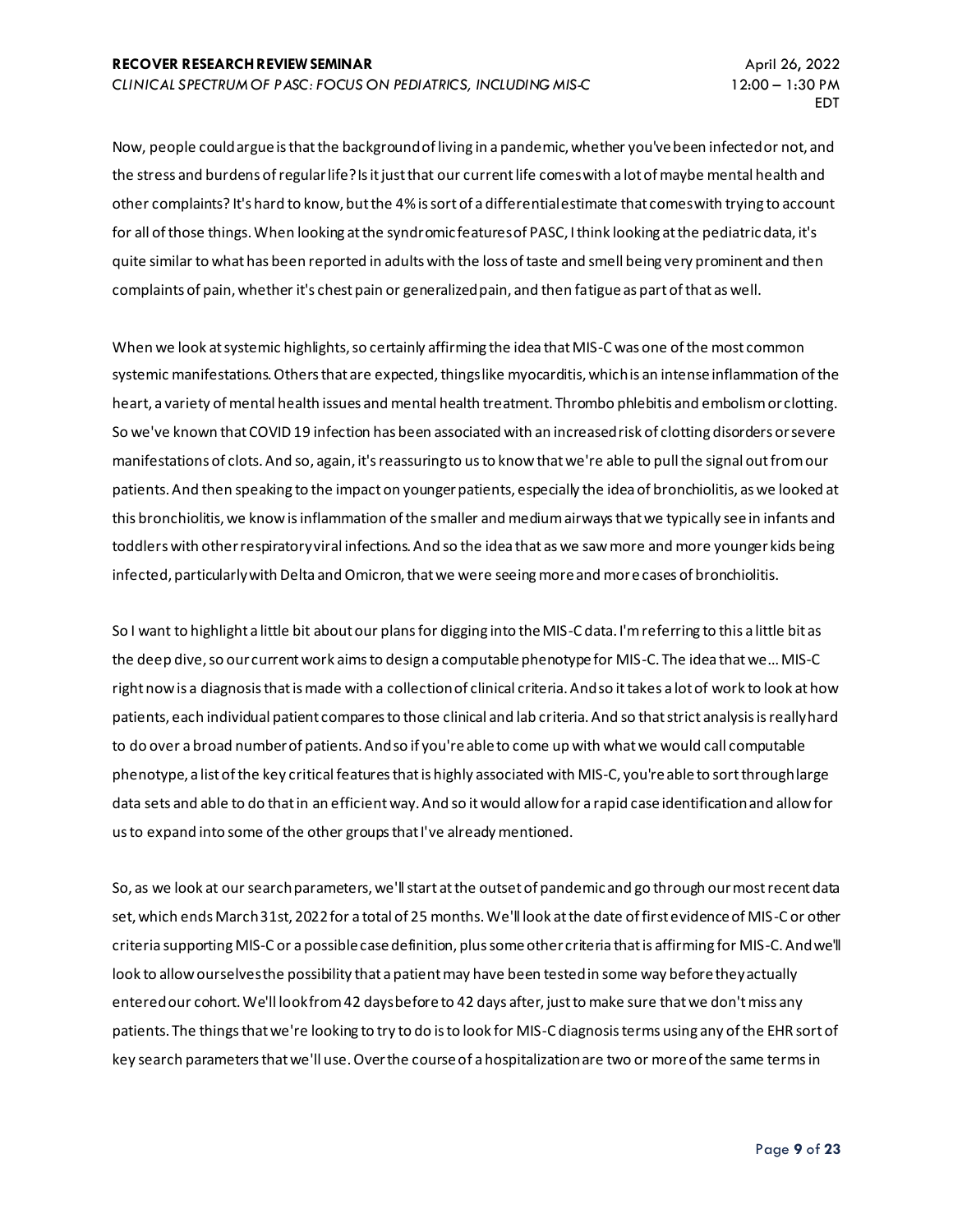Now, people could argue is that the background of living in a pandemic, whether you've been infected or not, and the stress and burdens of regular life? Is it just that our current life comes with a lot of maybe mental health and other complaints? It's hard to know, but the 4% is sort of a differential estimate that comes with trying to account for all of those things. When looking at the syndromic features of PASC, I think looking at the pediatric data, it's quite similar to what has been reported in adults with the loss of taste and smell being very prominent and then complaints of pain, whether it's chest pain or generalized pain, and then fatigue as part of that as well.

When we look at systemic highlights, so certainly affirming the idea that MIS-C was one of the most common systemic manifestations. Others that are expected, things like myocarditis, which is an intense inflammation of the heart, a variety of mental health issues and mental health treatment. Thrombo phlebitis and embolism or clotting. So we've known that COVID 19 infection has been associated with an increased risk of clotting disorders or severe manifestations of clots. And so, again, it's reassuring to us to know that we're able to pull the signal out from our patients. And then speaking to the impact on younger patients, especially the idea of bronchiolitis, as we looked at this bronchiolitis, we know is inflammation of the smaller and medium airways that we typically see in infants and toddlers with other respiratory viral infections. And so the idea that as we saw more and more younger kids being infected, particularly with Delta and Omicron, that we were seeing more and more cases of bronchiolitis.

So I want to highlight a little bit about our plans for digging into the MIS-C data. I'm referring to this a little bit as the deep dive, so our current work aims to design a computable phenotype for MIS-C. The idea that we... MIS-C right now is a diagnosis that is made with a collection of clinical criteria. And so it takes a lot of work to look at how patients, each individual patient compares to those clinical and lab criteria. And so that strict analysis is really hard to do over a broad number of patients. And so if you're able to come up with what we would call computable phenotype, a list of the key critical features that is highly associated with MIS-C, you're able to sort through large data sets and able to do that in an efficient way. And so it would allow for a rapid case identification and allow for us to expand into some of the other groups that I've already mentioned.

So, as we look at our search parameters, we'll start at the outset of pandemic and go through our most recent data set, which ends March 31st, 2022 for a total of 25 months. We'll look at the date of first evidence of MIS-C or other criteria supporting MIS-C or a possible case definition, plus some other criteria that is affirming for MIS-C. And we'll look to allow ourselves the possibility that a patient may have been tested in some way before they actually entered our cohort. We'll look from 42 days before to 42 days after, just to make sure that we don't miss any patients. The things that we're looking to try to do is to look for MIS-C diagnosis terms using any of the EHR sort of key search parameters that we'll use. Over the course of a hospitalization are two or more of the same terms in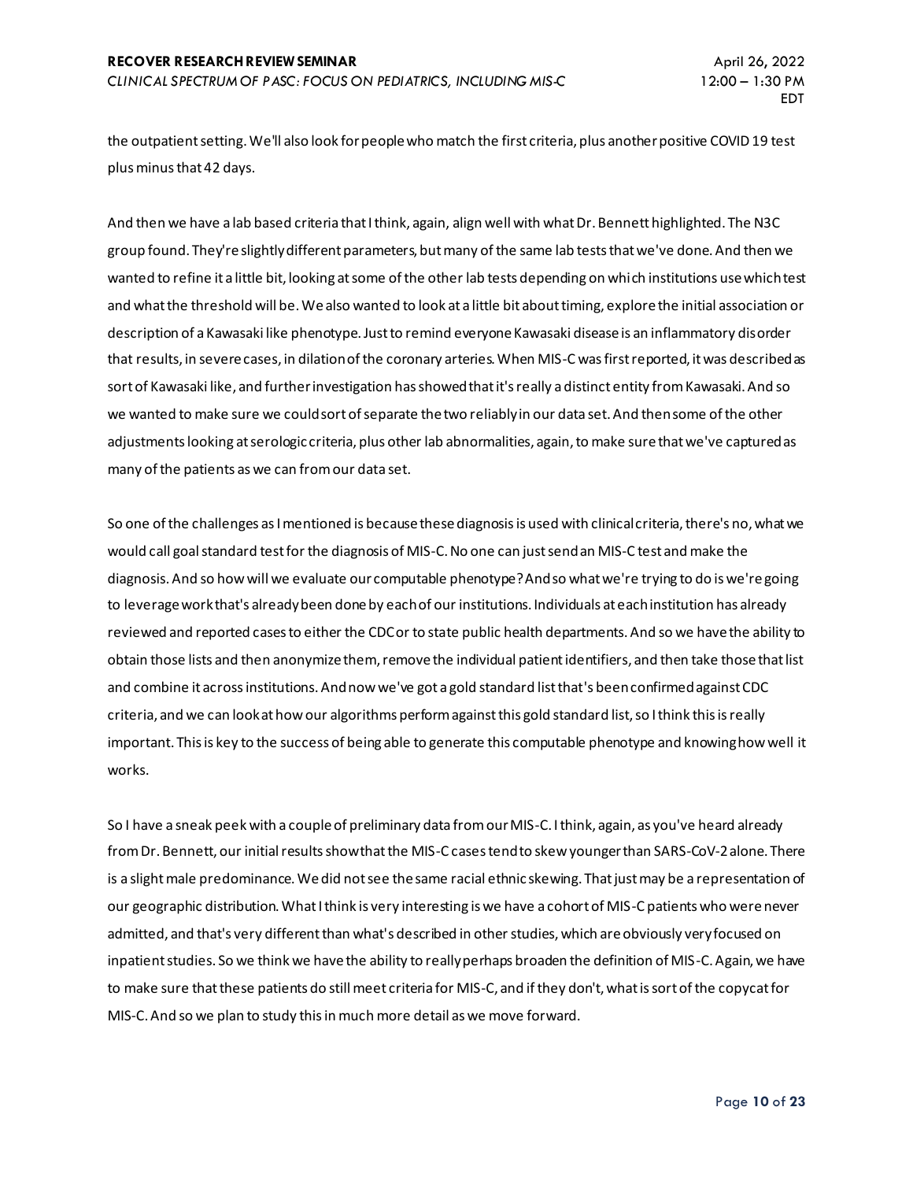the outpatient setting. We'll also look for people who match the first criteria, plus another positive COVID 19 test plus minus that 42 days.

And then we have a lab based criteria that I think, again, align well with what Dr. Bennett highlighted. The N3C group found. They're slightly different parameters, but many of the same lab tests that we've done. And then we wanted to refine it a little bit, looking at some of the other lab tests depending on which institutions use which test and what the threshold will be. We also wanted to look at a little bit about timing, explore the initial association or description of a Kawasaki like phenotype. Just to remind everyone Kawasaki disease is an inflammatory disorder that results, in severe cases, in dilation of the coronary arteries. When MIS-C was first reported, it was described as sort of Kawasaki like, and further investigation has showed that it's really a distinct entity from Kawasaki. And so we wanted to make sure we could sort of separate the two reliably in our data set. And then some of the other adjustments looking at serologic criteria, plus other lab abnormalities, again, to make sure that we've captured as many of the patients as we can from our data set.

So one of the challenges as I mentioned is because these diagnosis is used with clinical criteria, there's no, what we would call goal standard test for the diagnosis of MIS-C. No one can just send an MIS-C test and make the diagnosis. And so how will we evaluate our computable phenotype? And so what we're trying to do is we're going to leverage work that's already been done by each of our institutions. Individuals at each institution has already reviewed and reported cases to either the CDC or to state public health departments. And so we have the ability to obtain those lists and then anonymize them, remove the individual patient identifiers, and then take those that list and combine it across institutions. And now we've got a gold standard list that's been confirmed against CDC criteria, and we can look at how our algorithms perform against this gold standard list, so I think this is really important. This is key to the success of being able to generate this computable phenotype and knowing how well it works.

So I have a sneak peek with a couple of preliminary data from our MIS-C. I think, again, as you've heard already from Dr. Bennett, our initial results show that the MIS-C cases tend to skew younger than SARS-CoV-2 alone. There is a slight male predominance. We did not see the same racial ethnic skewing. That just may be a representation of our geographic distribution. What I think is very interesting is we have a cohort of MIS-C patients who were never admitted, and that's very different than what's described in other studies, which are obviously very focused on inpatient studies. So we think we have the ability to really perhaps broaden the definition of MIS-C. Again, we have to make sure that these patients do still meet criteria for MIS-C, and if they don't, what is sort of the copycat for MIS-C. And so we plan to study this in much more detail as we move forward.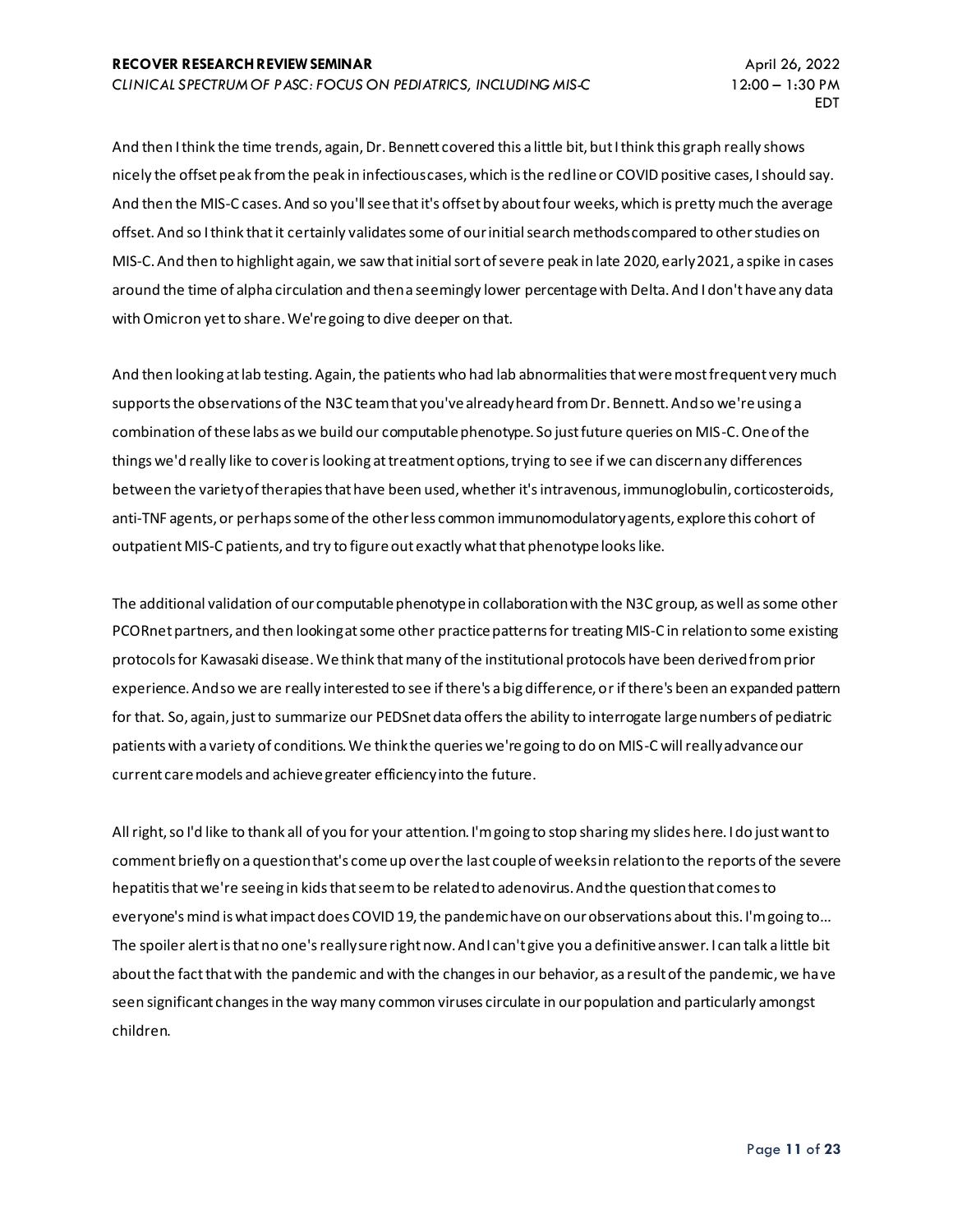And then I think the time trends, again, Dr. Bennett covered this a little bit, but I think this graph really shows nicely the offset peak from the peak in infectious cases, which is the red line or COVID positive cases, I should say. And then the MIS-C cases. And so you'll see that it's offset by about four weeks, which is pretty much the average offset. And so I think that it certainly validates some of our initial search methods compared to other studies on MIS-C. And then to highlight again, we saw that initial sort of severe peak in late 2020, early 2021, a spike in cases around the time of alpha circulation and then a seemingly lower percentage with Delta. And I don't have any data with Omicron yet to share. We're going to dive deeper on that.

And then looking at lab testing. Again, the patients who had lab abnormalities that were most frequent very much supports the observations of the N3C team that you've already heard from Dr. Bennett. And so we're using a combination of these labs as we build our computable phenotype. So just future queries on MIS-C. One of the things we'd really like to cover is looking at treatment options, trying to see if we can discern any differences between the variety of therapies that have been used, whether it's intravenous, immunoglobulin, corticosteroids, anti-TNF agents, or perhaps some of the other less common immunomodulatory agents, explore this cohort of outpatient MIS-C patients, and try to figure out exactly what that phenotype looks like.

The additional validation of our computable phenotype in collaboration with the N3C group, as well as some other PCORnet partners, and then looking at some other practice patterns for treating MIS-C in relation to some existing protocols for Kawasaki disease. We think that many of the institutional protocols have been derived from prior experience. And so we are really interested to see if there's a big difference, or if there's been an expanded pattern for that. So, again, just to summarize our PEDSnet data offers the ability to interrogate large numbers of pediatric patients with a variety of conditions. We think the queries we're going to do on MIS-C will really advance our current care models and achieve greater efficiency into the future.

All right, so I'd like to thank all of you for your attention. I'm going to stop sharing my slides here. I do just want to comment briefly on a question that's come up over the last couple of weeks in relation to the reports of the severe hepatitis that we're seeing in kids that seem to be related to adenovirus. And the question that comes to everyone's mind is what impact does COVID 19, the pandemic have on our observations about this. I'm going to... The spoiler alert is that no one's really sure right now. And I can't give you a definitive answer. I can talk a little bit about the fact that with the pandemic and with the changes in our behavior, as a result of the pandemic, we have seen significant changes in the way many common viruses circulate in our population and particularly amongst children.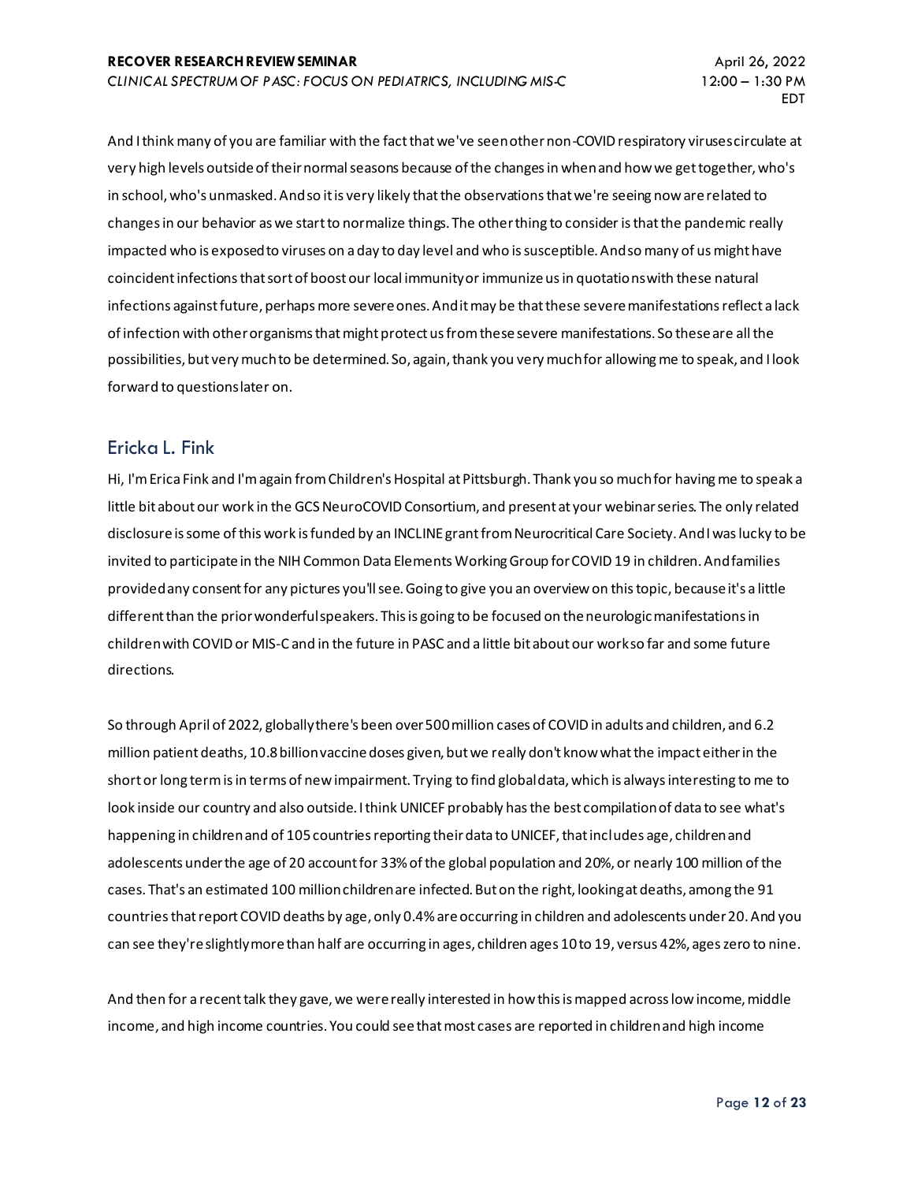And I think many of you are familiar with the fact that we've seen other non-COVID respiratory viruses circulate at very high levels outside of their normal seasons because of the changes in when and how we get together, who's in school, who's unmasked. And so it is very likely that the observations that we're seeing now are related to changes in our behavior as we start to normalize things. The other thing to consider is that the pandemic really impacted who is exposed to viruses on a day to day level and who is susceptible. And so many of us might have coincident infections that sort of boost our local immunity or immunize us in quotations with these natural infections against future, perhaps more severe ones. And it may be that these severe manifestations reflect a lack of infection with other organisms that might protect us from these severe manifestations. So these are all the possibilities, but very much to be determined. So, again, thank you very much for allowing me to speak, and I look forward to questions later on.

## Ericka L. Fink

Hi, I'm Erica Fink and I'm again from Children's Hospital at Pittsburgh. Thank you so much for having me to speak a little bit about our work in the GCS NeuroCOVID Consortium, and present at your webinar series. The only related disclosure is some of this work is funded by an INCLINE grant from Neurocritical Care Society. And I was lucky to be invited to participate in the NIH Common Data Elements Working Group for COVID 19 in children. And families provided any consent for any pictures you'll see. Going to give you an overview on this topic, because it's a little different than the prior wonderful speakers. This is going to be focused on the neurologic manifestations in children with COVID or MIS-C and in the future in PASC and a little bit about our work so far and some future directions.

So through April of 2022, globally there's been over 500 million cases of COVID in adults and children, and 6.2 million patient deaths, 10.8 billion vaccine doses given, but we really don't know what the impact either in the short or long term is in terms of new impairment. Trying to find global data, which is always interesting to me to look inside our country and also outside. I think UNICEF probably has the best compilation of data to see what's happening in children and of 105 countries reporting their data to UNICEF, that includes age, children and adolescents under the age of 20 account for 33% of the global population and 20%, or nearly 100 million of the cases. That's an estimated 100 million children are infected. But on the right, looking at deaths, among the 91 countries that report COVID deaths by age, only 0.4% are occurring in children and adolescents under 20. And you can see they're slightly more than half are occurring in ages, children ages 10 to 19, versus 42%, ages zero to nine.

And then for a recent talk they gave, we were really interested in how this is mapped across low income, middle income, and high income countries. You could see that most cases are reported in children and high income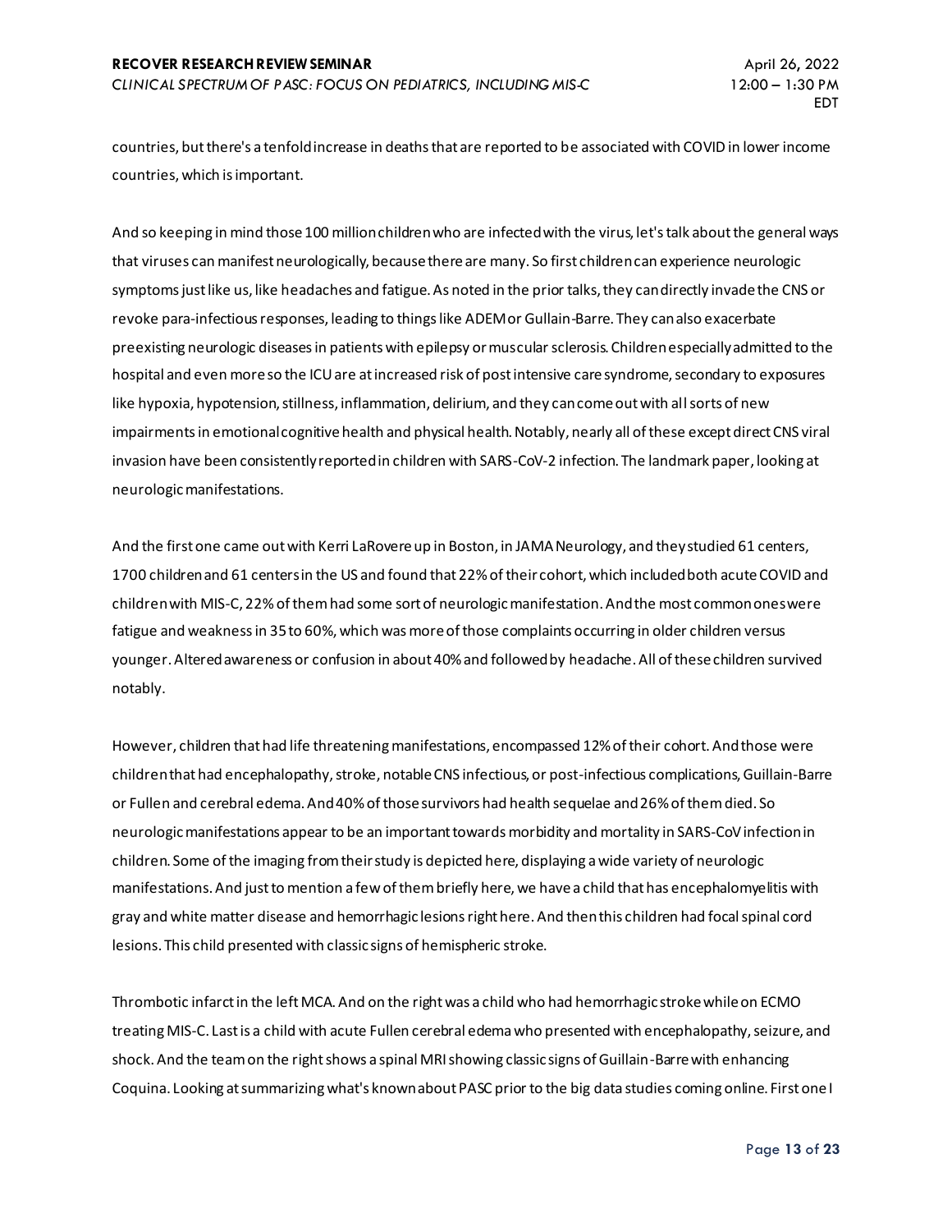countries, but there's a tenfold increase in deaths that are reported to be associated with COVID in lower income countries, which is important.

And so keeping in mind those 100 million children who are infected with the virus, let's talk about the general ways that viruses can manifest neurologically, because there are many. So first children can experience neurologic symptoms just like us, like headaches and fatigue. As noted in the prior talks, they can directly invade the CNS or revoke para-infectious responses, leading to things like ADEM or Gullain-Barre. They can also exacerbate preexisting neurologic diseases in patients with epilepsy or muscular sclerosis. Children especially admitted to the hospital and even more so the ICU are at increased risk of post intensive care syndrome, secondary to exposures like hypoxia, hypotension, stillness, inflammation, delirium, and they can come out with all sorts of new impairments in emotional cognitive health and physical health. Notably, nearly all of these except direct CNS viral invasion have been consistently reported in children with SARS-CoV-2 infection. The landmark paper, looking at neurologic manifestations.

And the first one came out with Kerri LaRovere up in Boston, in JAMA Neurology, and they studied 61 centers, 1700 children and 61 centers in the US and found that 22% of their cohort, which included both acute COVID and children with MIS-C, 22% of them had some sort of neurologic manifestation. And the most common ones were fatigue and weakness in 35 to 60%, which was more of those complaints occurring in older children versus younger. Altered awareness or confusion in about 40% and followed by headache. All of these children survived notably.

However, children that had life threatening manifestations, encompassed 12% of their cohort. And those were children that had encephalopathy, stroke, notable CNS infectious, or post-infectious complications, Guillain-Barre or Fullen and cerebral edema. And 40% of those survivors had health sequelae and 26% of them died. So neurologic manifestations appear to be an important towards morbidity and mortality in SARS-CoV infection in children. Some of the imaging from their study is depicted here, displaying a wide variety of neurologic manifestations. And just to mention a few of them briefly here, we have a child that has encephalomyelitis with gray and white matter disease and hemorrhagic lesions right here. And then this children had focal spinal cord lesions. This child presented with classic signs of hemispheric stroke.

Thrombotic infarct in the left MCA. And on the right was a child who had hemorrhagic stroke while on ECMO treating MIS-C. Last is a child with acute Fullen cerebral edema who presented with encephalopathy, seizure, and shock. And the team on the right shows a spinal MRI showing classic signs of Guillain-Barre with enhancing Coquina. Looking at summarizing what's known about PASC prior to the big data studies coming online. First one I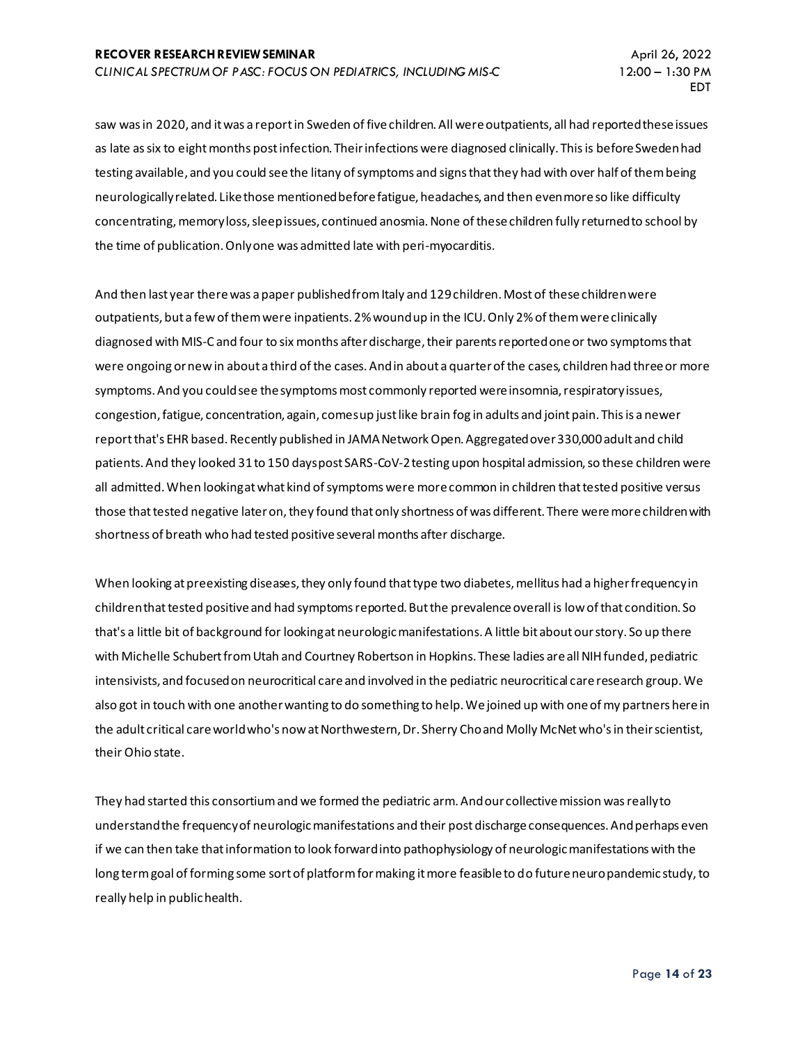saw was in 2020, and it was a report in Sweden of five children. All were outpatients, all had reported these issues as late as six to eight months post infection. Their infections were diagnosed clinically. This is before Sweden had testing available, and you could see the litany of symptoms and signs that they had with over half of them being neurologically related. Like those mentioned before fatigue, headaches, and then even more so like difficulty concentrating, memory loss, sleep issues, continued anosmia. None of these children fully returned to school by the time of publication. Only one was admitted late with peri-myocarditis.

And then last year there was a paper published from Italy and 129 children. Most of these children were outpatients, but a few of them were inpatients. 2% wound up in the ICU. Only 2% of them were clinically diagnosed with MIS-C and four to six months after discharge, their parents reported one or two symptoms that were ongoing or new in about a third of the cases. And in about a quarter of the cases, children had three or more symptoms. And you could see the symptoms most commonly reported were insomnia, respiratory issues, congestion, fatigue, concentration, again, comes up just like brain fog in adults and joint pain. This is a newer report that's EHR based. Recently published in JAMA Network Open. Aggregated over 330,000 adult and child patients. And they looked 31 to 150 days post SARS-CoV-2 testing upon hospital admission, so these children were all admitted. When looking at what kind of symptoms were more common in children that tested positive versus those that tested negative later on, they found that only shortness of was different. There were more children with shortness of breath who had tested positive several months after discharge.

When looking at preexisting diseases, they only found that type two diabetes, mellitus had a higher frequency in children that tested positive and had symptoms reported. But the prevalence overall is low of that condition. So that's a little bit of background for looking at neurologic manifestations. A little bit about our story. So up there with Michelle Schubert from Utah and Courtney Robertson in Hopkins. These ladies are all NIH funded, pediatric intensivists, and focused on neurocritical care and involved in the pediatric neurocritical care research group. We also got in touch with one another wanting to do something to help. We joined up with one of my partners here in the adult critical care world who's now at Northwestern, Dr. Sherry Cho and Molly McNet who's in their scientist, their Ohio state.

They had started this consortium and we formed the pediatric arm. And our collective mission was really to understand the frequency of neurologic manifestations and their post discharge consequences. And perhaps even if we can then take that information to look forward into pathophysiology of neurologic manifestations with the long term goal of forming some sort of platform for making it more feasible to do future neuro pandemic study, to really help in public health.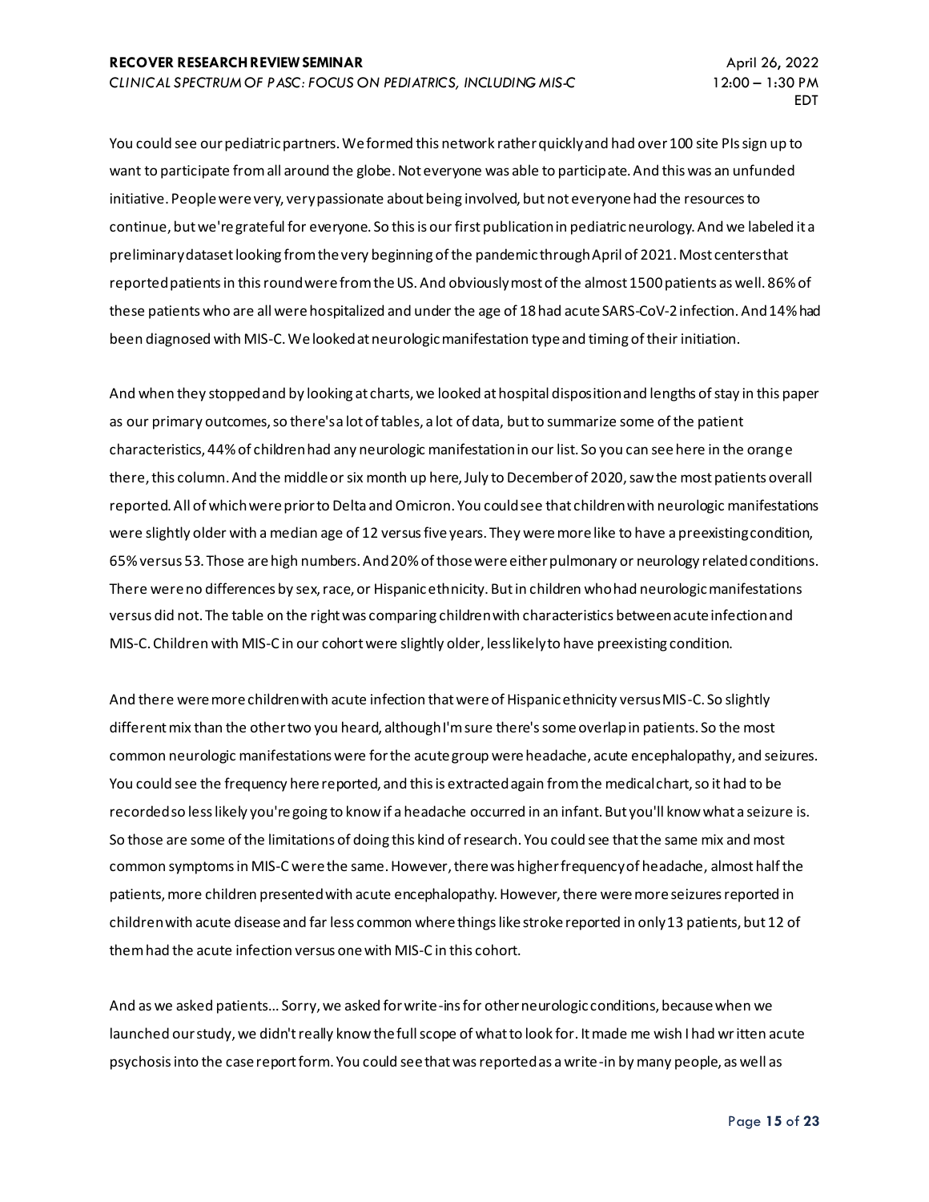You could see our pediatric partners. We formed this network rather quickly and had over 100 site PIs sign up to want to participate from all around the globe. Not everyone was able to participate. And this was an unfunded initiative. People were very, very passionate about being involved, but not everyone had the resources to continue, but we're grateful for everyone. So this is our first publication in pediatric neurology. And we labeled it a preliminary dataset looking from the very beginning of the pandemic through April of 2021. Most centers that reported patients in this round were from the US. And obviously most of the almost 1500 patients as well. 86% of these patients who are all were hospitalized and under the age of 18 had acute SARS-CoV-2 infection. And 14% had been diagnosed with MIS-C. We looked at neurologic manifestation type and timing of their initiation.

And when they stopped and by looking at charts, we looked at hospital disposition and lengths of stay in this paper as our primary outcomes, so there's a lot of tables, a lot of data, but to summarize some of the patient characteristics, 44% of children had any neurologic manifestation in our list. So you can see here in the orange there, this column. And the middle or six month up here, July to December of 2020, saw the most patients overall reported. All of which were prior to Delta and Omicron. You could see that children with neurologic manifestations were slightly older with a median age of 12 versus five years. They were more like to have a preexisting condition, 65% versus 53. Those are high numbers. And 20% of those were either pulmonary or neurology related conditions. There were no differences by sex, race, or Hispanic ethnicity. But in children who had neurologic manifestations versus did not. The table on the right was comparing children with characteristics between acute infection and MIS-C. Children with MIS-C in our cohort were slightly older, less likely to have preexisting condition.

And there were more children with acute infection that were of Hispanic ethnicity versus MIS-C. So slightly different mix than the other two you heard, although I'm sure there's some overlap in patients. So the most common neurologic manifestations were for the acute group were headache, acute encephalopathy, and seizures. You could see the frequency here reported, and this is extracted again from the medical chart, so it had to be recorded so less likely you're going to know if a headache occurred in an infant. But you'll know what a seizure is. So those are some of the limitations of doing this kind of research. You could see that the same mix and most common symptoms in MIS-C were the same. However, there was higher frequency of headache, almost half the patients, more children presented with acute encephalopathy. However, there were more seizures reported in children with acute disease and far less common where things like stroke reported in only 13 patients, but 12 of them had the acute infection versus one with MIS-C in this cohort.

And as we asked patients... Sorry, we asked for write-ins for other neurologic conditions, because when we launched our study, we didn't really know the full scope of what to look for. It made me wish I had written acute psychosis into the case report form. You could see that was reported as a write-in by many people, as well as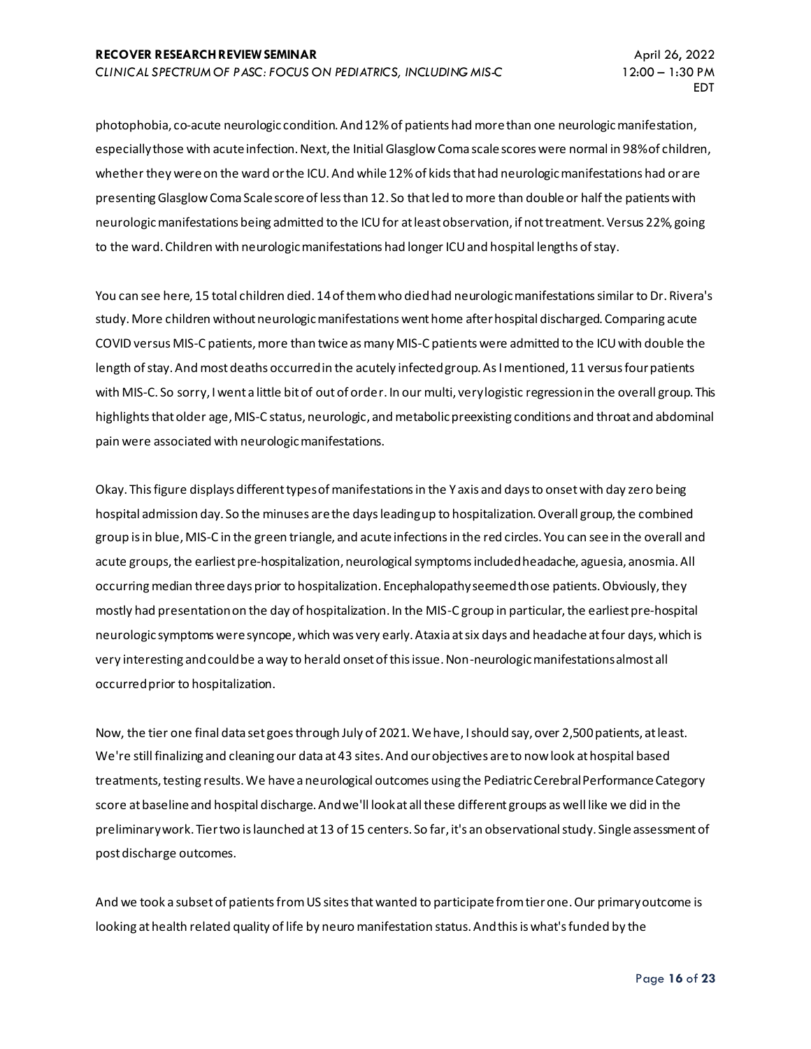photophobia, co-acute neurologic condition. And 12% of patients had more than one neurologic manifestation, especially those with acute infection. Next, the Initial Glasgow Coma scale scores were normal in 98% of children, whether they were on the ward or the ICU. And while 12% of kids that had neurologic manifestations had or are presenting Glasgow Coma Scale score of less than 12. So that led to more than double or half the patients with neurologic manifestations being admitted to the ICU for at least observation, if not treatment. Versus 22%, going to the ward. Children with neurologic manifestations had longer ICU and hospital lengths of stay.

You can see here, 15 total children died. 14 of them who died had neurologic manifestations similar to Dr. Rivera's study. More children without neurologic manifestations went home after hospital discharged. Comparing acute COVID versus MIS-C patients, more than twice as many MIS-C patients were admitted to the ICU with double the length of stay. And most deaths occurred in the acutely infected group. As I mentioned, 11 versus four patients with MIS-C. So sorry, I went a little bit of out of order. In our multi, very logistic regression in the overall group. This highlights that older age, MIS-C status, neurologic, and metabolic preexisting conditions and throat and abdominal pain were associated with neurologic manifestations.

Okay. This figure displays different types of manifestations in the Y axis and days to onset with day zero being hospital admission day. So the minuses are the days leading up to hospitalization. Overall group, the combined group is in blue, MIS-C in the green triangle, and acute infections in the red circles. You can see in the overall and acute groups, the earliest pre-hospitalization, neurological symptoms included headache, aguesia, anosmia. All occurring median three days prior to hospitalization. Encephalopathy seemed those patients. Obviously, they mostly had presentation on the day of hospitalization. In the MIS-C group in particular, the earliest pre-hospital neurologic symptoms were syncope, which was very early. Ataxia at six days and headache at four days, which is very interesting and could be a way to herald onset of this issue. Non-neurologic manifestations almost all occurred prior to hospitalization.

Now, the tier one final data set goes through July of 2021. We have, I should say, over 2,500 patients, at least. We're still finalizing and cleaning our data at 43 sites. And our objectives are to now look at hospital based treatments, testing results. We have a neurological outcomes using the Pediatric Cerebral Performance Category score at baseline and hospital discharge. And we'll look at all these different groups as well like we did in the preliminary work. Tier two is launched at 13 of 15 centers. So far, it's an observational study. Single assessment of post discharge outcomes.

And we took a subset of patients from US sites that wanted to participate from tier one. Our primary outcome is looking at health related quality of life by neuro manifestation status. And this is what's funded by the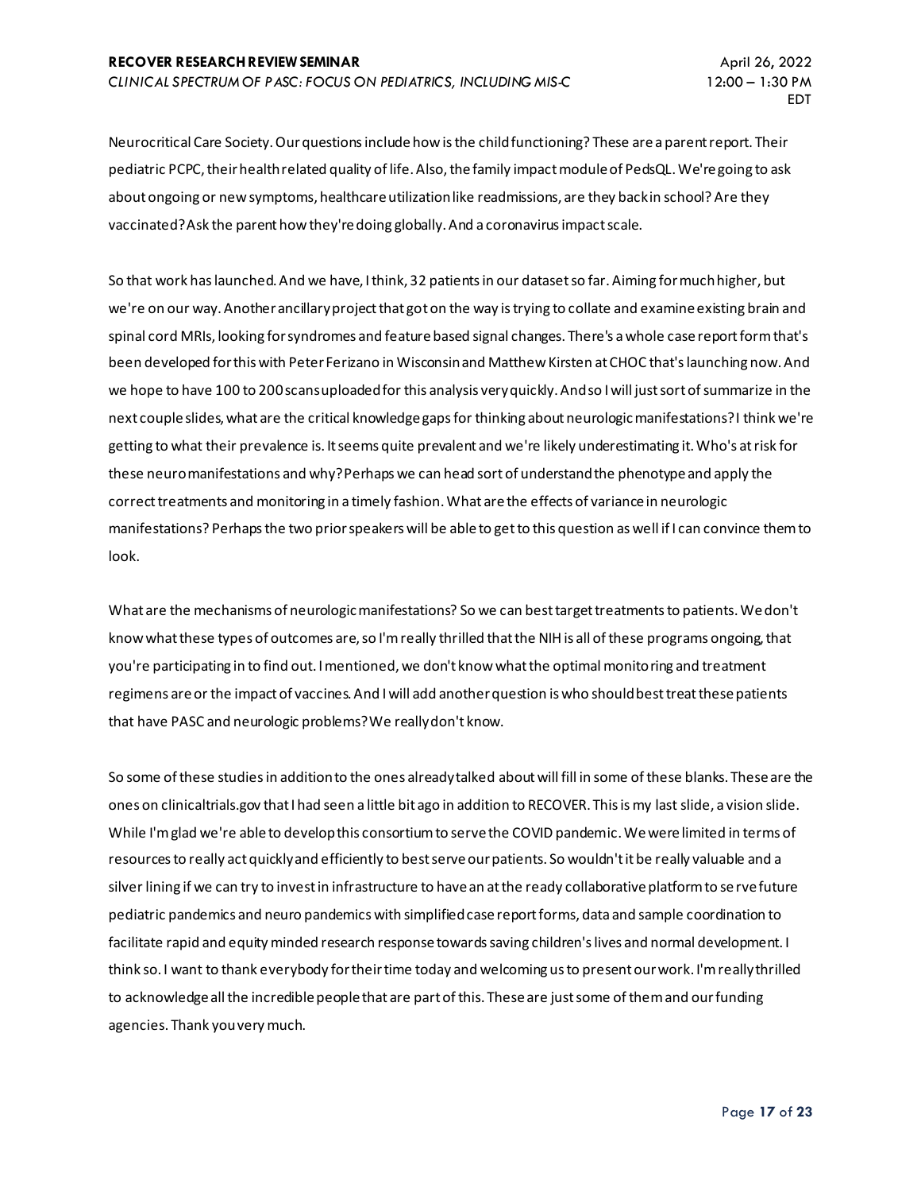Neurocritical Care Society. Our questions include how is the child functioning? These are a parent report. Their pediatric PCPC, their health related quality of life. Also, the family impact module of PedsQL. We're going to ask about ongoing or new symptoms, healthcare utilization like readmissions, are they back in school? Are they vaccinated? Ask the parent how they're doing globally. And a coronavirus impact scale.

So that work has launched. And we have, I think, 32 patients in our dataset so far. Aiming for much higher, but we're on our way. Another ancillary project that got on the way is trying to collate and examine existing brain and spinal cord MRIs, looking for syndromes and feature based signal changes. There's a whole case report form that's been developed for this with Peter Ferizano in Wisconsin and Matthew Kirsten at CHOC that's launching now. And we hope to have 100 to 200 scans uploaded for this analysis very quickly. And so I will just sort of summarize in the next couple slides, what are the critical knowledge gaps for thinking about neurologic manifestations? I think we're getting to what their prevalence is. It seems quite prevalent and we're likely underestimating it. Who's at risk for these neuro manifestations and why? Perhaps we can head sort of understand the phenotype and apply the correct treatments and monitoring in a timely fashion. What are the effects of variance in neurologic manifestations? Perhaps the two prior speakers will be able to get to this question as well if I can convince them to look.

What are the mechanisms of neurologic manifestations? So we can best target treatments to patients. We don't know what these types of outcomes are, so I'm really thrilled that the NIH is all of these programs ongoing, that you're participating in to find out. I mentioned, we don't know what the optimal monitoring and treatment regimens are or the impact of vaccines. And I will add another question is who should best treat these patients that have PASC and neurologic problems? We really don't know.

So some of these studies in addition to the ones already talked about will fill in some of these blanks. These are the ones on clinicaltrials.gov that I had seen a little bit ago in addition to RECOVER. This is my last slide, a vision slide. While I'm glad we're able to develop this consortium to serve the COVID pandemic. We were limited in terms of resources to really act quickly and efficiently to best serve our patients. So wouldn't it be really valuable and a silver lining if we can try to invest in infrastructure to have an at the ready collaborative platform to serve future pediatric pandemics and neuro pandemics with simplified case report forms, data and sample coordination to facilitate rapid and equity minded research response towards saving children's lives and normal development. I think so. I want to thank everybody for their time today and welcoming us to present our work. I'm really thrilled to acknowledge all the incredible people that are part of this. These are just some of them and our funding agencies. Thank you very much.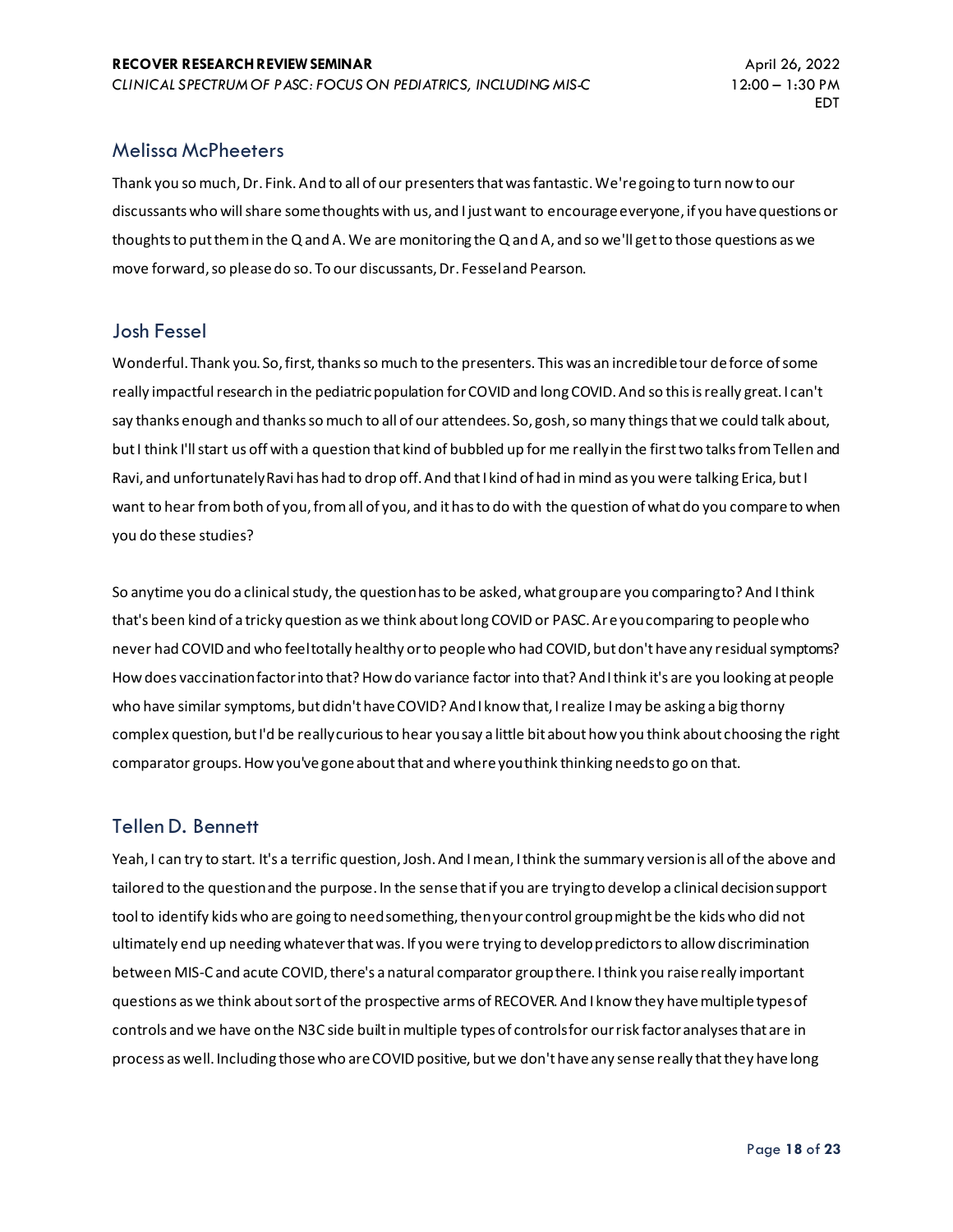## Melissa McPheeters

Thank you so much, Dr. Fink. And to all of our presenters that was fantastic. We're going to turn now to our discussants who will share some thoughts with us, and I just want to encourage everyone, if you have questions or thoughts to put them in the Q and A. We are monitoring the Q and A, and so we'll get to those questions as we move forward, so please do so. To our discussants, Dr. Fessel and Pearson.

## Josh Fessel

Wonderful. Thank you. So, first, thanks so much to the presenters. This was an incredible tour de force of some really impactful research in the pediatric population for COVID and long COVID. And so this is really great. I can't say thanks enough and thanks so much to all of our attendees. So, gosh, so many things that we could talk about, but I think I'll start us off with a question that kind of bubbled up for me really in the first two talks from Tellen and Ravi, and unfortunately Ravi has had to drop off. And that I kind of had in mind as you were talking Erica, but I want to hear from both of you, from all of you, and it has to do with the question of what do you compare to when you do these studies?

So anytime you do a clinical study, the question has to be asked, what group are you comparing to? And I think that's been kind of a tricky question as we think about long COVID or PASC. Are you comparing to people who never had COVID and who feel totally healthy or to people who had COVID, but don't have any residual symptoms? How does vaccination factor into that? How do variance factor into that? And I think it's are you looking at people who have similar symptoms, but didn't have COVID? And I know that, I realize I may be asking a big thorny complex question, but I'd be really curious to hear you say a little bit about how you think about choosing the right comparator groups. How you've gone about that and where you think thinking needs to go on that.

## Tellen D. Bennett

Yeah, I can try to start. It's a terrific question, Josh. And I mean, I think the summary version is all of the above and tailored to the question and the purpose. In the sense that if you are trying to develop a clinical decision support tool to identify kids who are going to need something, then your control group might be the kids who did not ultimately end up needing whatever that was. If you were trying to develop predictors to allow discrimination between MIS-C and acute COVID, there's a natural comparator group there. I think you raise really important questions as we think about sort of the prospective arms of RECOVER. And I know they have multiple types of controls and we have on the N3C side built in multiple types of controls for our risk factor analyses that are in process as well. Including those who are COVID positive, but we don't have any sense really that they have long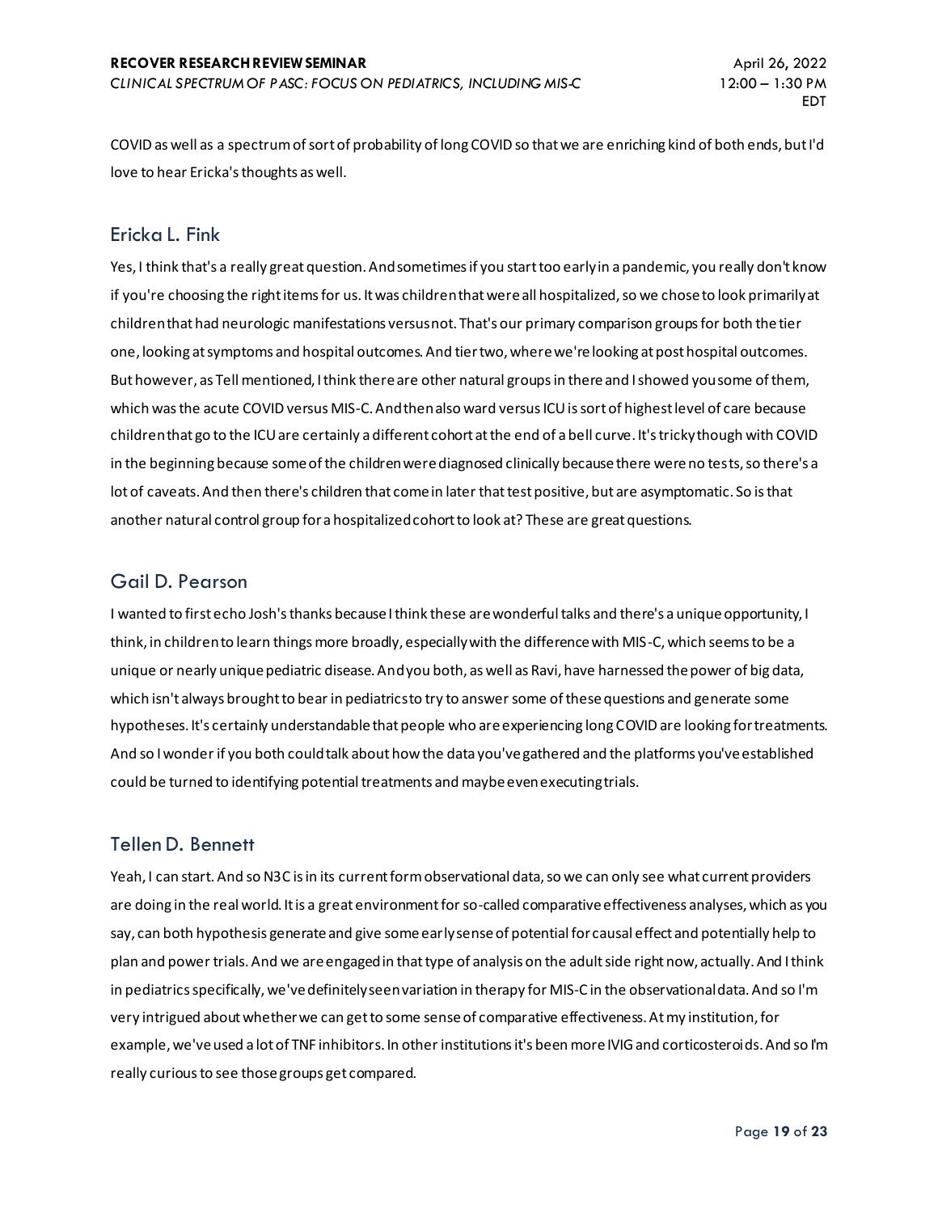COVID as well as a spectrum of sort of probability of long COVID so that we are enriching kind of both ends, but I'd love to hear Ericka's thoughts as well.

## Ericka L. Fink

Yes, I think that's a really great question. And sometimes if you start too early in a pandemic, you really don't know if you're choosing the right items for us. It was children that were all hospitalized, so we chose to look primarily at children that had neurologic manifestations versus not. That's our primary comparison groups for both the tier one, looking at symptoms and hospital outcomes. And tier two, where we're looking at post hospital outcomes. But however, as Tell mentioned, I think there are other natural groups in there and I showed you some of them, which was the acute COVID versus MIS-C. And then also ward versus ICU is sort of highest level of care because children that go to the ICU are certainly a different cohort at the end of a bell curve. It's tricky though with COVID in the beginning because some of the children were diagnosed clinically because there were no tests, so there's a lot of caveats. And then there's children that come in later that test positive, but are asymptomatic. So is that another natural control group for a hospitalized cohort to look at? These are great questions.

## Gail D. Pearson

I wanted to first echo Josh's thanks because I think these are wonderful talks and there's a unique opportunity, I think, in children to learn things more broadly, especially with the difference with MIS-C, which seems to be a unique or nearly unique pediatric disease. And you both, as well as Ravi, have harnessed the power of big data, which isn't always brought to bear in pediatrics to try to answer some of these questions and generate some hypotheses. It's certainly understandable that people who are experiencing long COVID are looking for treatments. And so I wonder if you both could talk about how the data you've gathered and the platforms you've established could be turned to identifying potential treatments and maybe even executing trials.

## Tellen D. Bennett

Yeah, I can start. And so N3C is in its current form observational data, so we can only see what current providers are doing in the real world. It is a great environment for so-called comparative effectiveness analyses, which as you say, can both hypothesis generate and give some early sense of potential for causal effect and potentially help to plan and power trials. And we are engaged in that type of analysis on the adult side right now, actually. And I think in pediatrics specifically, we've definitely seen variation in therapy for MIS-C in the observational data. And so I'm very intrigued about whether we can get to some sense of comparative effectiveness. At my institution, for example, we've used a lot of TNF inhibitors. In other institutions it's been more IVIG and corticosteroids. And so I'm really curious to see those groups get compared.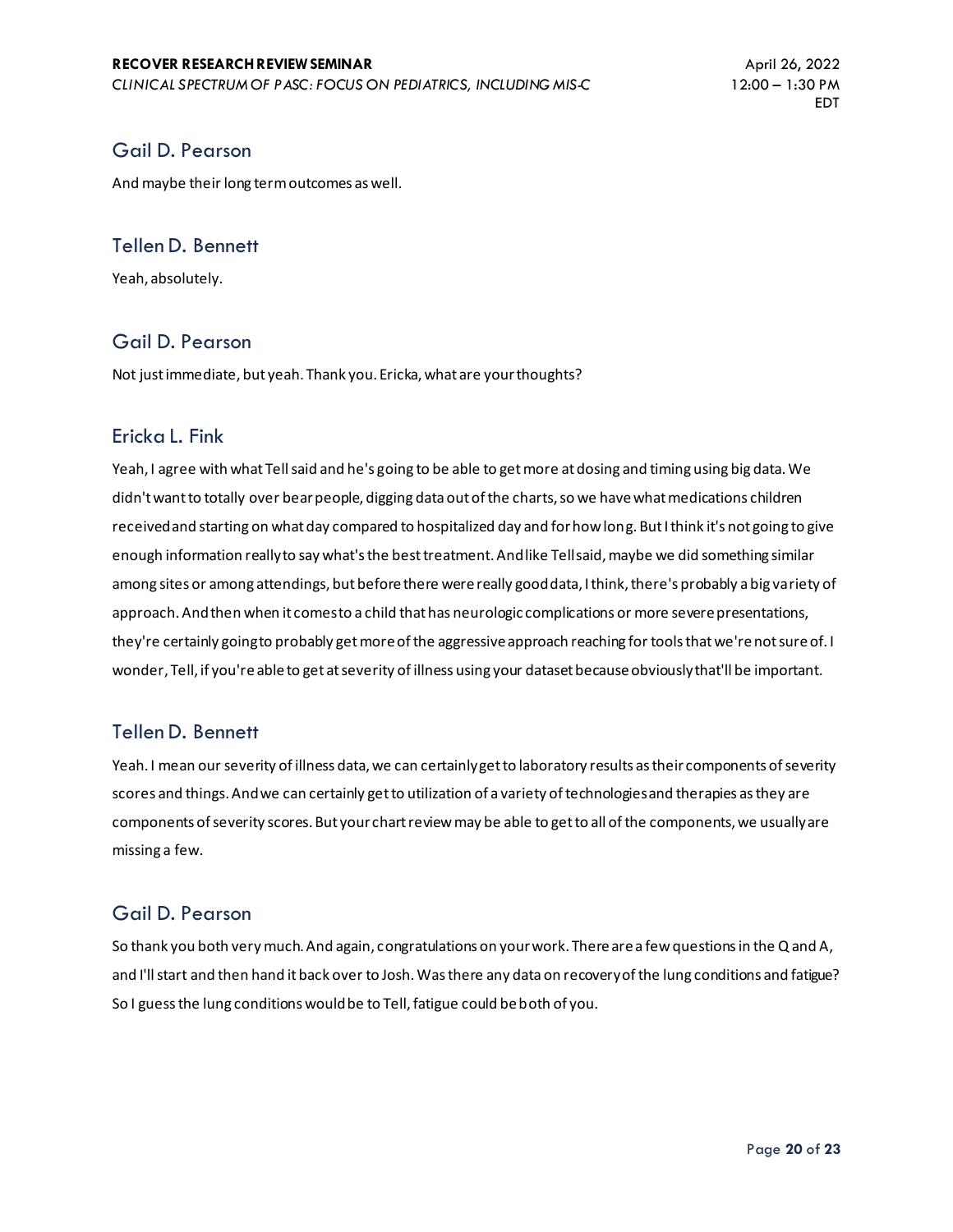## Gail D. Pearson

And maybe their long term outcomes as well.

## Tellen D. Bennett

Yeah, absolutely.

## Gail D. Pearson

Not just immediate, but yeah. Thank you. Ericka, what are your thoughts?

## Ericka L. Fink

Yeah, I agree with what Tell said and he's going to be able to get more at dosing and timing using big data. We didn't want to totally over bear people, digging data out of the charts, so we have what medications children received and starting on what day compared to hospitalized day and for how long. But I think it's not going to give enough information really to say what's the best treatment. And like Tell said, maybe we did something similar among sites or among attendings, but before there were really good data, I think, there's probably a big variety of approach. And then when it comes to a child that has neurologic complications or more severe presentations, they're certainly going to probably get more of the aggressive approach reaching for tools that we're not sure of. I wonder, Tell, if you're able to get at severity of illness using your dataset because obviously that'll be important.

## Tellen D. Bennett

Yeah. I mean our severity of illness data, we can certainly get to laboratory results as their components of severity scores and things. And we can certainly get to utilization of a variety of technologies and therapies as they are components of severity scores. But your chart review may be able to get to all of the components, we usually are missing a few.

## Gail D. Pearson

So thank you both very much. And again, congratulations on your work. There are a few questions in the Q and A, and I'll start and then hand it back over to Josh. Was there any data on recovery of the lung conditions and fatigue? So I guess the lung conditions would be to Tell, fatigue could be both of you.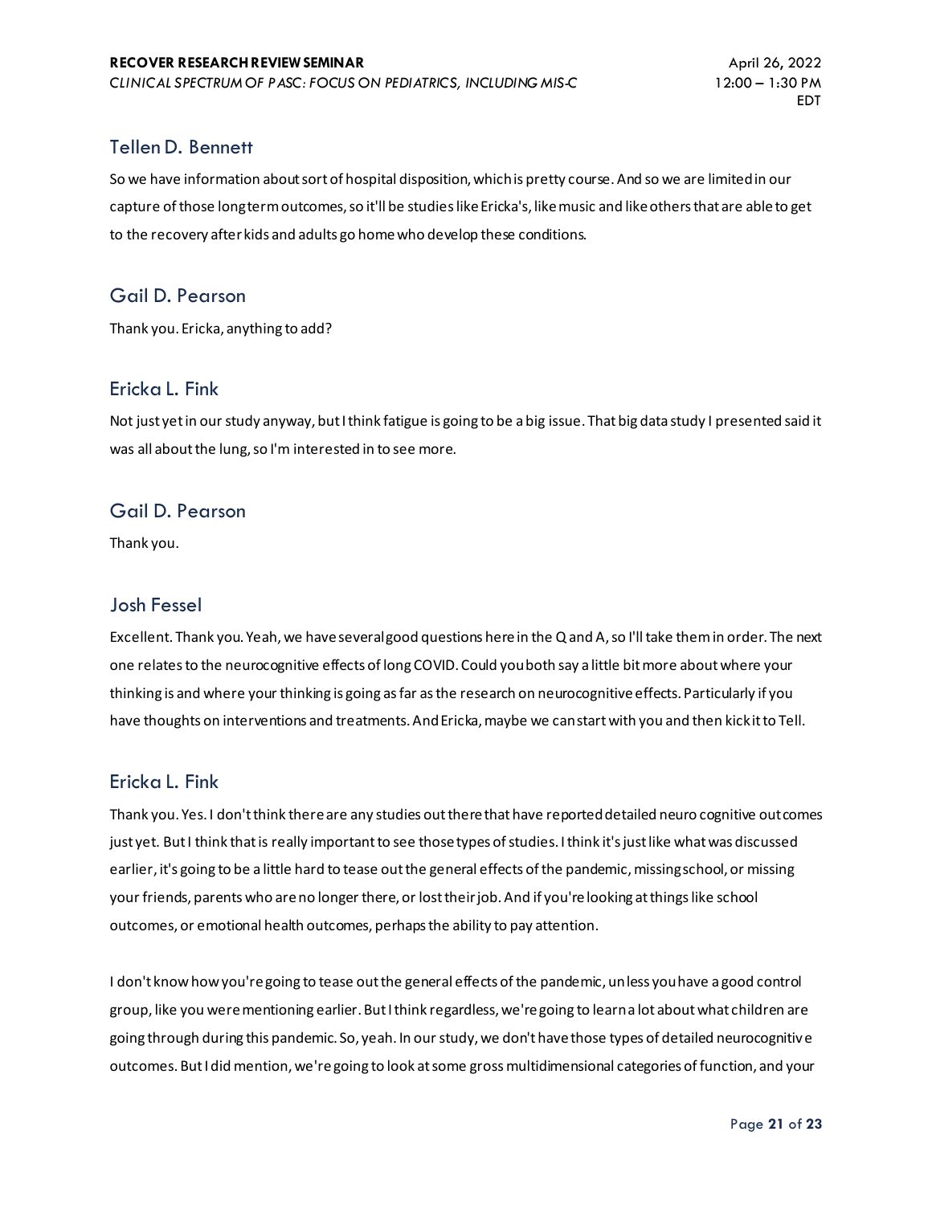## Tellen D. Bennett

So we have information about sort of hospital disposition, which is pretty course. And so we are limited in our capture of those long term outcomes, so it'll be studies like Ericka's, like music and like others that are able to get to the recovery after kids and adults go home who develop these conditions.

## Gail D. Pearson

Thank you. Ericka, anything to add?

## Ericka L. Fink

Not just yet in our study anyway, but I think fatigue is going to be a big issue. That big data study I presented said it was all about the lung, so I'm interested in to see more.

## Gail D. Pearson

Thank you.

## Josh Fessel

Excellent. Thank you. Yeah, we have several good questions here in the Q and A, so I'll take them in order. The next one relates to the neurocognitive effects of long COVID. Could you both say a little bit more about where your thinking is and where your thinking is going as far as the research on neurocognitive effects. Particularly if you have thoughts on interventions and treatments. And Ericka, maybe we can start with you and then kick it to Tell.

## Ericka L. Fink

Thank you. Yes. I don't think there are any studies out there that have reported detailed neuro cognitive outcomes just yet. But I think that is really important to see those types of studies. I think it's just like what was discussed earlier, it's going to be a little hard to tease out the general effects of the pandemic, missing school, or missing your friends, parents who are no longer there, or lost their job. And if you're looking at things like school outcomes, or emotional health outcomes, perhaps the ability to pay attention.

I don't know how you're going to tease out the general effects of the pandemic, unless you have a good control group, like you were mentioning earlier. But I think regardless, we're going to learn a lot about what children are going through during this pandemic. So, yeah. In our study, we don't have those types of detailed neurocognitive outcomes. But I did mention, we're going to look at some gross multidimensional categories of function, and your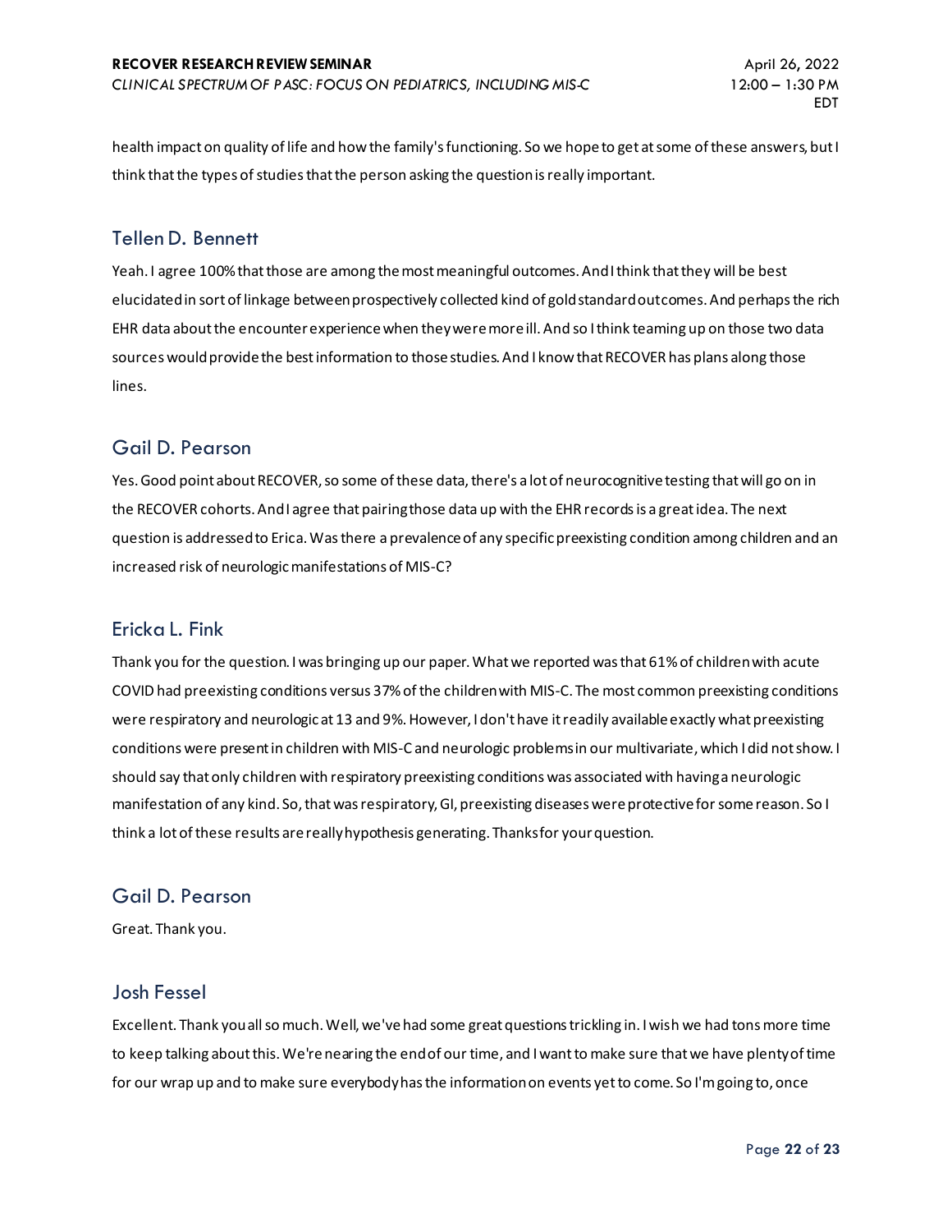health impact on quality of life and how the family's functioning. So we hope to get at some of these answers, but I think that the types of studies that the person asking the question is really important.

## Tellen D. Bennett

Yeah. I agree 100% that those are among the most meaningful outcomes. And I think that they will be best elucidated in sort of linkage between prospectively collected kind of gold standard outcomes. And perhaps the rich EHR data about the encounter experience when they were more ill. And so I think teaming up on those two data sources would provide the best information to those studies. And I know that RECOVER has plans along those lines.

## Gail D. Pearson

Yes. Good point about RECOVER, so some of these data, there's a lot of neurocognitive testing that will go on in the RECOVER cohorts. And I agree that pairing those data up with the EHR records is a great idea. The next question is addressed to Erica. Was there a prevalence of any specific preexisting condition among children and an increased risk of neurologic manifestations of MIS-C?

## Ericka L. Fink

Thank you for the question. I was bringing up our paper. What we reported was that 61% of children with acute COVID had preexisting conditions versus 37% of the children with MIS-C. The most common preexisting conditions were respiratory and neurologic at 13 and 9%. However, I don't have it readily available exactly what preexisting conditions were present in children with MIS-C and neurologic problems in our multivariate, which I did not show. I should say that only children with respiratory preexisting conditions was associated with having a neurologic manifestation of any kind. So, that was respiratory, GI, preexisting diseases were protective for some reason. So I think a lot of these results are really hypothesis generating. Thanks for your question.

## Gail D. Pearson

Great. Thank you.

## Josh Fessel

Excellent. Thank you all so much. Well, we've had some great questions trickling in. I wish we had tons more time to keep talking about this. We're nearing the end of our time, and I want to make sure that we have plenty of time for our wrap up and to make sure everybody has the information on events yet to come. So I'm going to, once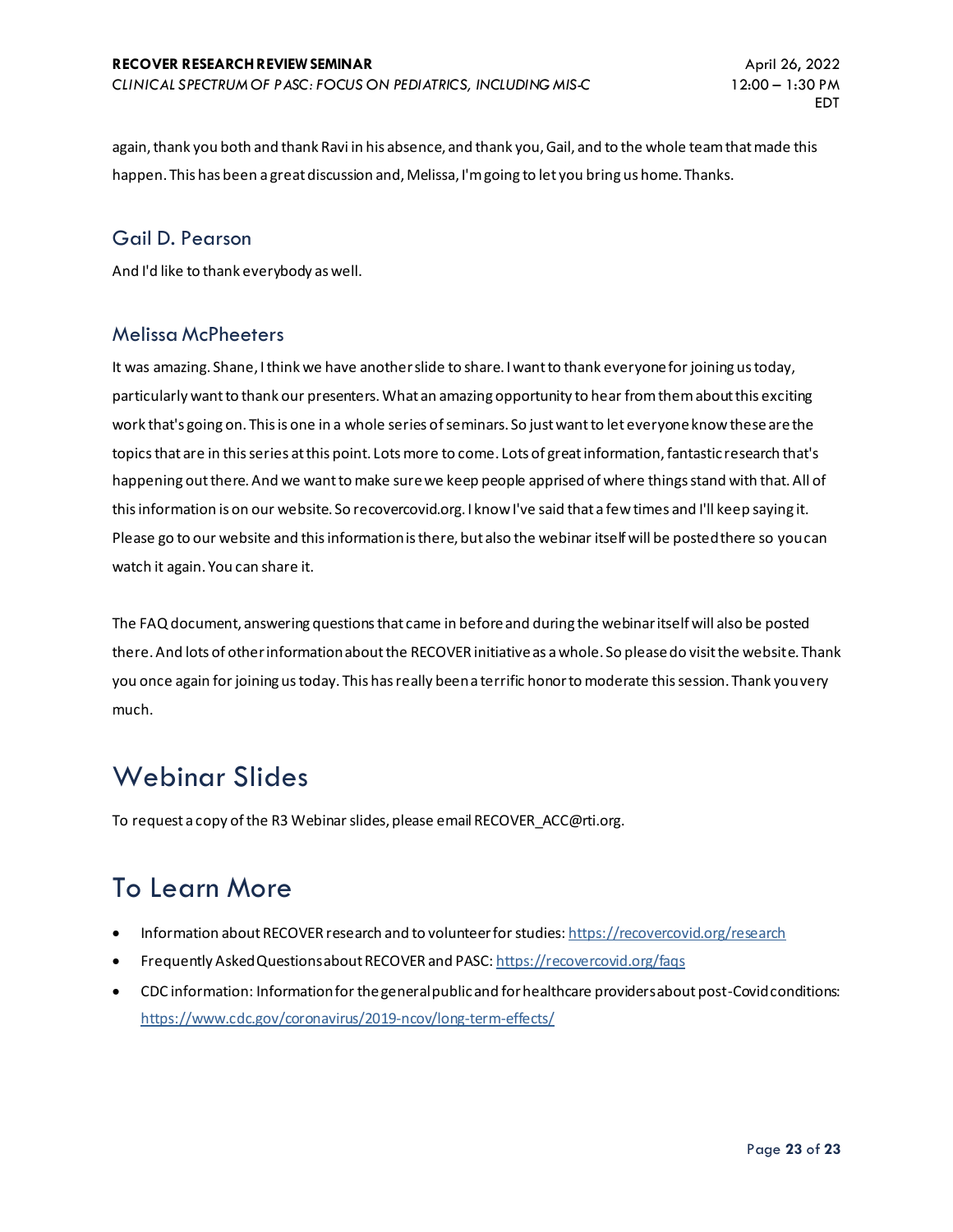again, thank you both and thank Ravi in his absence, and thank you, Gail, and to the whole team that made this happen. This has been a great discussion and, Melissa, I'm going to let you bring us home. Thanks.

### Gail D. Pearson

And I'd like to thank everybody as well.

### Melissa McPheeters

It was amazing. Shane, I think we have another slide to share. I want to thank everyone for joining us today, particularly want to thank our presenters. What an amazing opportunity to hear from them about this exciting work that's going on. This is one in a whole series of seminars. So just want to let everyone know these are the topics that are in this series at this point. Lots more to come. Lots of great information, fantastic research that's happening out there. And we want to make sure we keep people apprised of where things stand with that. All of this information is on our website. So recovercovid.org. I know I've said that a few times and I'll keep saying it. Please go to our website and this information is there, but also the webinar itself will be posted there so you can watch it again. You can share it.

The FAQ document, answering questions that came in before and during the webinar itself will also be posted there. And lots of other information about the RECOVER initiative as a whole. So please do visit the website. Thank you once again for joining us today. This has really been a terrific honor to moderate this session. Thank you very much.

## Webinar Slides

To request a copy of the R3 Webinar slides, please email RECOVER_ACC@rti.org.

## To Learn More

- Information about RECOVER research and to volunteer for studies: https://recovercovid.org/research
- Frequently Asked Questions about RECOVER and PASC: https://recovercovid.org/faqs
- CDC information: Information for the general public and for healthcare providers about post-Covid conditions: https://www.cdc.gov/coronavirus/2019-ncov/long-term-effects/